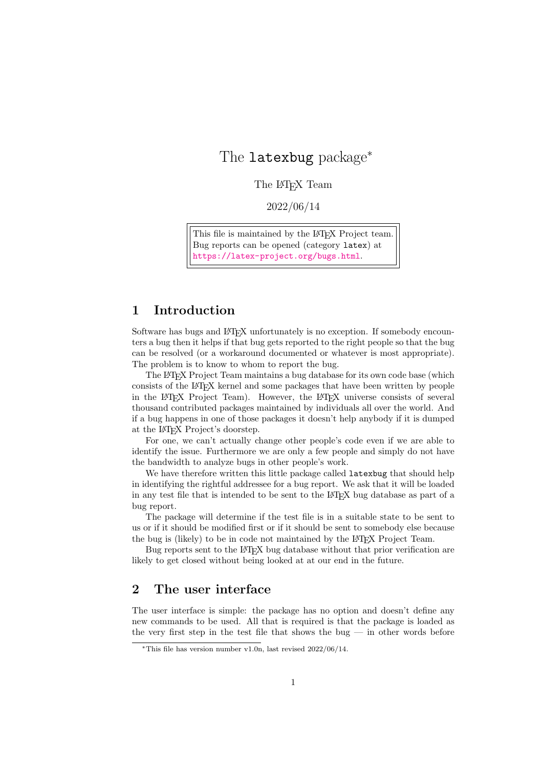# The `latexbug` package*

The LaTeX Team

2022/06/14

> This file is maintained by the LaTeX Project team.
> Bug reports can be opened (category `latex`) at
> https://latex-project.org/bugs.html.

## 1 Introduction

Software has bugs and LaTeX unfortunately is no exception. If somebody encounters a bug then it helps if that bug gets reported to the right people so that the bug can be resolved (or a workaround documented or whatever is most appropriate). The problem is to know to whom to report the bug.

The LaTeX Project Team maintains a bug database for its own code base (which consists of the LaTeX kernel and some packages that have been written by people in the LaTeX Project Team). However, the LaTeX universe consists of several thousand contributed packages maintained by individuals all over the world. And if a bug happens in one of those packages it doesn't help anybody if it is dumped at the LaTeX Project's doorstep.

For one, we can't actually change other people's code even if we are able to identify the issue. Furthermore we are only a few people and simply do not have the bandwidth to analyze bugs in other people's work.

We have therefore written this little package called `latexbug` that should help in identifying the rightful addressee for a bug report. We ask that it will be loaded in any test file that is intended to be sent to the LaTeX bug database as part of a bug report.

The package will determine if the test file is in a suitable state to be sent to us or if it should be modified first or if it should be sent to somebody else because the bug is (likely) to be in code not maintained by the LaTeX Project Team.

Bug reports sent to the LaTeX bug database without that prior verification are likely to get closed without being looked at at our end in the future.

## 2 The user interface

The user interface is simple: the package has no option and doesn't define any new commands to be used. All that is required is that the package is loaded as the very first step in the test file that shows the bug — in other words before

*This file has version number v1.0n, last revised 2022/06/14.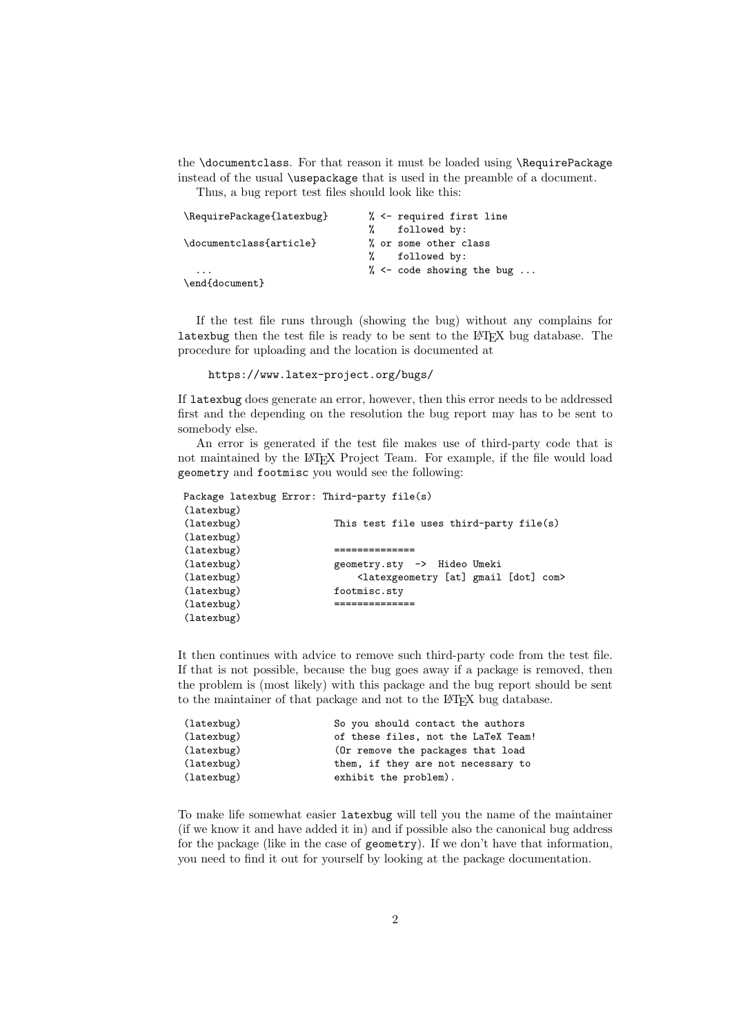the `\documentclass`. For that reason it must be loaded using `\RequirePackage` instead of the usual `\usepackage` that is used in the preamble of a document.

Thus, a bug report test files should look like this:

```
\RequirePackage{latexbug}       % <- required first line
                                %    followed by:
\documentclass{article}         % or some other class
                                %    followed by:
  ...                           % <- code showing the bug ...
\end{document}
```

If the test file runs through (showing the bug) without any complains for `latexbug` then the test file is ready to be sent to the LaTeX bug database. The procedure for uploading and the location is documented at

`https://www.latex-project.org/bugs/`

If `latexbug` does generate an error, however, then this error needs to be addressed first and the depending on the resolution the bug report may has to be sent to somebody else.

An error is generated if the test file makes use of third-party code that is not maintained by the LaTeX Project Team. For example, if the file would load `geometry` and `footmisc` you would see the following:

```
Package latexbug Error: Third-party file(s)
(latexbug)
(latexbug)                This test file uses third-party file(s)
(latexbug)
(latexbug)                ==============
(latexbug)                geometry.sty  ->  Hideo Umeki
(latexbug)                    <latexgeometry [at] gmail [dot] com>
(latexbug)                footmisc.sty
(latexbug)                ==============
(latexbug)
```

It then continues with advice to remove such third-party code from the test file. If that is not possible, because the bug goes away if a package is removed, then the problem is (most likely) with this package and the bug report should be sent to the maintainer of that package and not to the LaTeX bug database.

```
(latexbug)                So you should contact the authors
(latexbug)                of these files, not the LaTeX Team!
(latexbug)                (Or remove the packages that load
(latexbug)                them, if they are not necessary to
(latexbug)                exhibit the problem).
```

To make life somewhat easier `latexbug` will tell you the name of the maintainer (if we know it and have added it in) and if possible also the canonical bug address for the package (like in the case of `geometry`). If we don't have that information, you need to find it out for yourself by looking at the package documentation.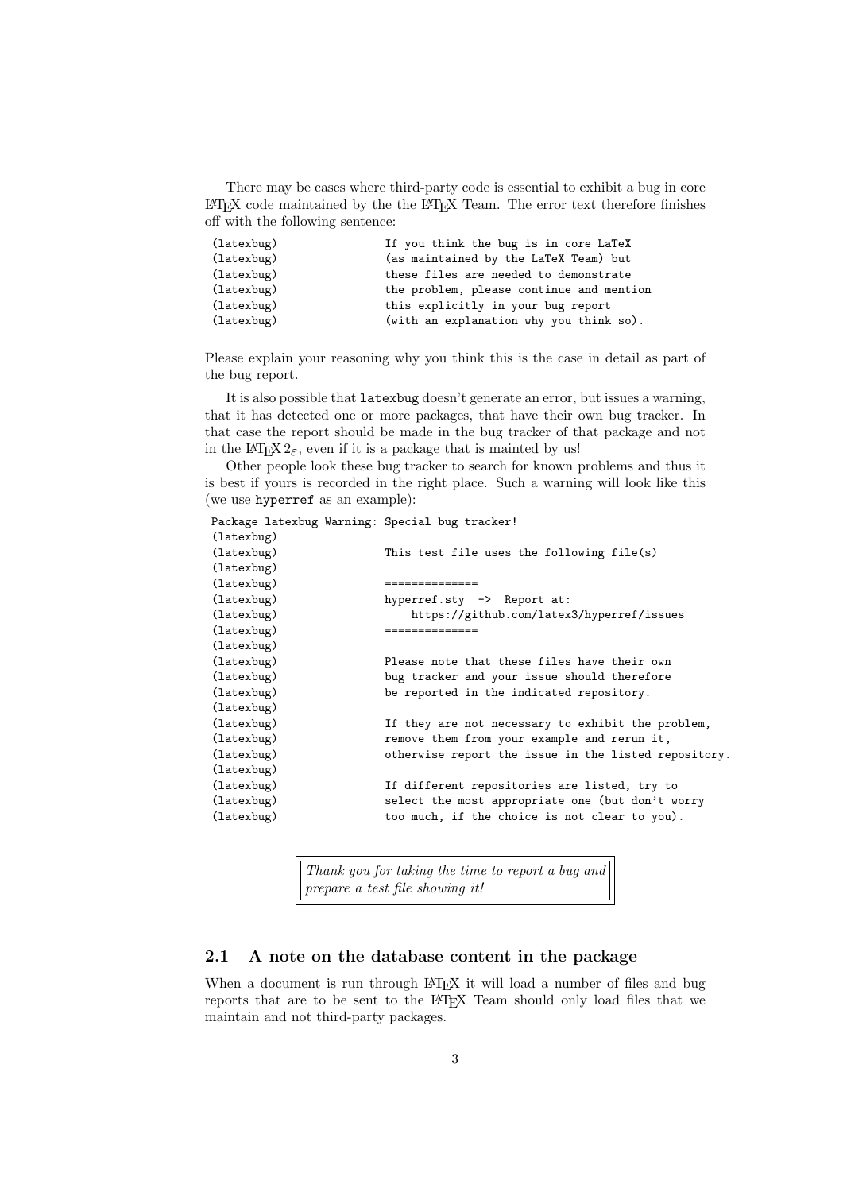There may be cases where third-party code is essential to exhibit a bug in core LaTeX code maintained by the the LaTeX Team. The error text therefore finishes off with the following sentence:

```
(latexbug)                  If you think the bug is in core LaTeX
(latexbug)                  (as maintained by the LaTeX Team) but
(latexbug)                  these files are needed to demonstrate
(latexbug)                  the problem, please continue and mention
(latexbug)                  this explicitly in your bug report
(latexbug)                  (with an explanation why you think so).
```

Please explain your reasoning why you think this is the case in detail as part of the bug report.

It is also possible that `latexbug` doesn't generate an error, but issues a warning, that it has detected one or more packages, that have their own bug tracker. In that case the report should be made in the bug tracker of that package and not in the LaTeX $2_\varepsilon$, even if it is a package that is mainted by us!

Other people look these bug tracker to search for known problems and thus it is best if yours is recorded in the right place. Such a warning will look like this (we use `hyperref` as an example):

```
Package latexbug Warning: Special bug tracker!
(latexbug)
(latexbug)                  This test file uses the following file(s)
(latexbug)
(latexbug)                  ==============
(latexbug)                  hyperref.sty  ->  Report at:
(latexbug)                      https://github.com/latex3/hyperref/issues
(latexbug)                  ==============
(latexbug)
(latexbug)                  Please note that these files have their own
(latexbug)                  bug tracker and your issue should therefore
(latexbug)                  be reported in the indicated repository.
(latexbug)
(latexbug)                  If they are not necessary to exhibit the problem,
(latexbug)                  remove them from your example and rerun it,
(latexbug)                  otherwise report the issue in the listed repository.
(latexbug)
(latexbug)                  If different repositories are listed, try to
(latexbug)                  select the most appropriate one (but don't worry
(latexbug)                  too much, if the choice is not clear to you).
```

*Thank you for taking the time to report a bug and prepare a test file showing it!*

### 2.1 A note on the database content in the package

When a document is run through LaTeX it will load a number of files and bug reports that are to be sent to the LaTeX Team should only load files that we maintain and not third-party packages.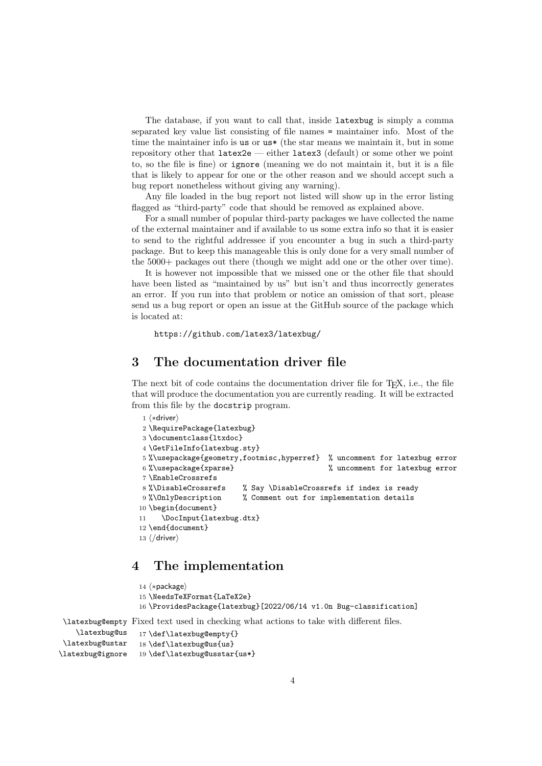The database, if you want to call that, inside `latexbug` is simply a comma separated key value list consisting of file names `=` maintainer info. Most of the time the maintainer info is `us` or `us*` (the star means we maintain it, but in some repository other that `latex2e` — either `latex3` (default) or some other we point to, so the file is fine) or `ignore` (meaning we do not maintain it, but it is a file that is likely to appear for one or the other reason and we should accept such a bug report nonetheless without giving any warning).

Any file loaded in the bug report not listed will show up in the error listing flagged as "third-party" code that should be removed as explained above.

For a small number of popular third-party packages we have collected the name of the external maintainer and if available to us some extra info so that it is easier to send to the rightful addressee if you encounter a bug in such a third-party package. But to keep this manageable this is only done for a very small number of the 5000+ packages out there (though we might add one or the other over time).

It is however not impossible that we missed one or the other file that should have been listed as "maintained by us" but isn't and thus incorrectly generates an error. If you run into that problem or notice an omission of that sort, please send us a bug report or open an issue at the GitHub source of the package which is located at:

```
https://github.com/latex3/latexbug/
```

## 3 The documentation driver file

The next bit of code contains the documentation driver file for TEX, i.e., the file that will produce the documentation you are currently reading. It will be extracted from this file by the `docstrip` program.

```
 1 ⟨*driver⟩
 2 \RequirePackage{latexbug}
 3 \documentclass{ltxdoc}
 4 \GetFileInfo{latexbug.sty}
 5 %\usepackage{geometry,footmisc,hyperref}  % uncomment for latexbug error
 6 %\usepackage{xparse}                      % uncomment for latexbug error
 7 \EnableCrossrefs
 8 %\DisableCrossrefs    % Say \DisableCrossrefs if index is ready
 9 %\OnlyDescription     % Comment out for implementation details
10 \begin{document}
11    \DocInput{latexbug.dtx}
12 \end{document}
13 ⟨/driver⟩
```

## 4 The implementation

```
14 ⟨*package⟩
15 \NeedsTeXFormat{LaTeX2e}
16 \ProvidesPackage{latexbug}[2022/06/14 v1.0n Bug-classification]
```

`\latexbug@empty` `\latexbug@us` `\latexbug@ustar` `\latexbug@ignore` Fixed text used in checking what actions to take with different files.

```
17 \def\latexbug@empty{}
18 \def\latexbug@us{us}
19 \def\latexbug@usstar{us*}
```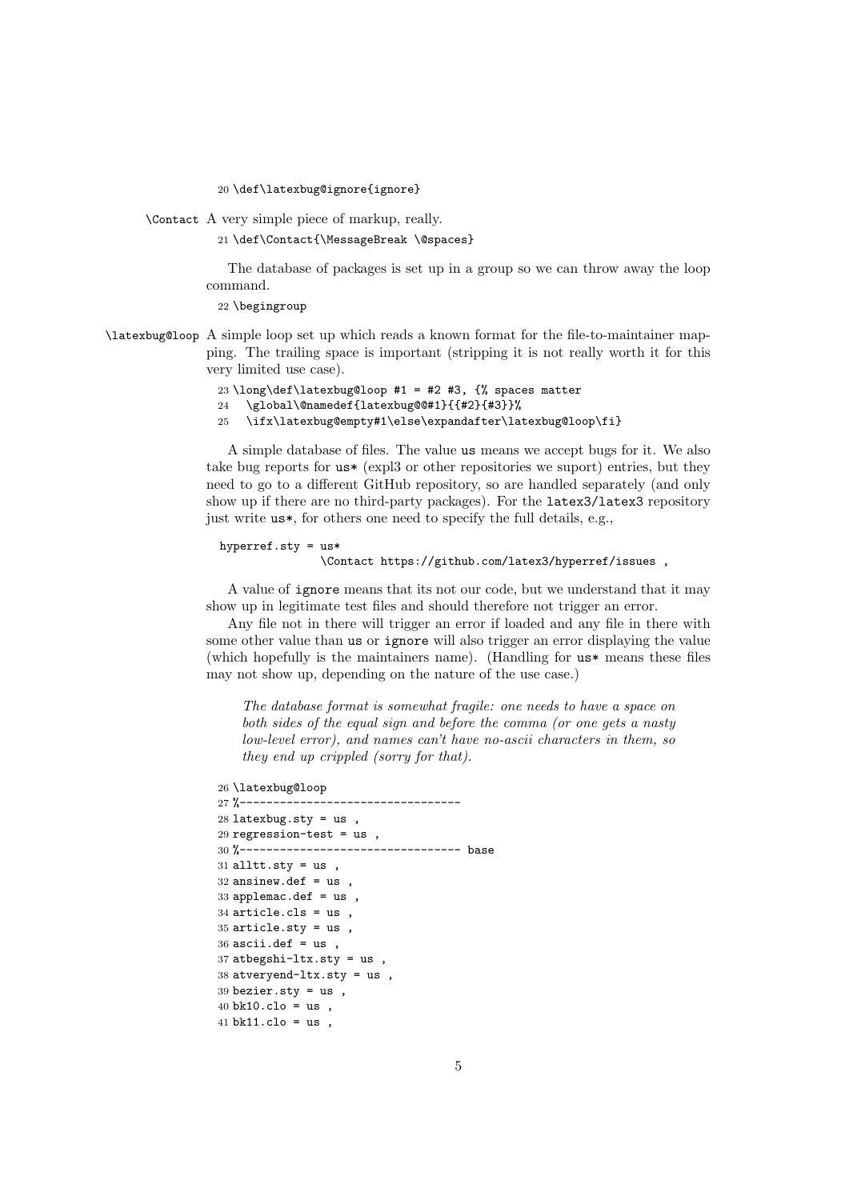```
20 \def\latexbug@ignore{ignore}
```

`\Contact` A very simple piece of markup, really.

```
21 \def\Contact{\MessageBreak \@spaces}
```

The database of packages is set up in a group so we can throw away the loop command.

```
22 \begingroup
```

`\latexbug@loop` A simple loop set up which reads a known format for the file-to-maintainer mapping. The trailing space is important (stripping it is not really worth it for this very limited use case).

```
23 \long\def\latexbug@loop #1 = #2 #3, {% spaces matter
24   \global\@namedef{latexbug@@#1}{{#2}{#3}}%
25   \ifx\latexbug@empty#1\else\expandafter\latexbug@loop\fi}
```

A simple database of files. The value `us` means we accept bugs for it. We also take bug reports for `us*` (expl3 or other repositories we suport) entries, but they need to go to a different GitHub repository, so are handled separately (and only show up if there are no third-party packages). For the `latex3/latex3` repository just write `us*`, for others one need to specify the full details, e.g.,

```
hyperref.sty = us*
               \Contact https://github.com/latex3/hyperref/issues ,
```

A value of `ignore` means that its not our code, but we understand that it may show up in legitimate test files and should therefore not trigger an error.

Any file not in there will trigger an error if loaded and any file in there with some other value than `us` or `ignore` will also trigger an error displaying the value (which hopefully is the maintainers name). (Handling for `us*` means these files may not show up, depending on the nature of the use case.)

> *The database format is somewhat fragile: one needs to have a space on both sides of the equal sign and before the comma (or one gets a nasty low-level error), and names can't have no-ascii characters in them, so they end up crippled (sorry for that).*

```
26 \latexbug@loop
27 %--------------------------------
28 latexbug.sty = us ,
29 regression-test = us ,
30 %-------------------------------- base
31 alltt.sty = us ,
32 ansinew.def = us ,
33 applemac.def = us ,
34 article.cls = us ,
35 article.sty = us ,
36 ascii.def = us ,
37 atbegshi-ltx.sty = us ,
38 atveryend-ltx.sty = us ,
39 bezier.sty = us ,
40 bk10.clo = us ,
41 bk11.clo = us ,
```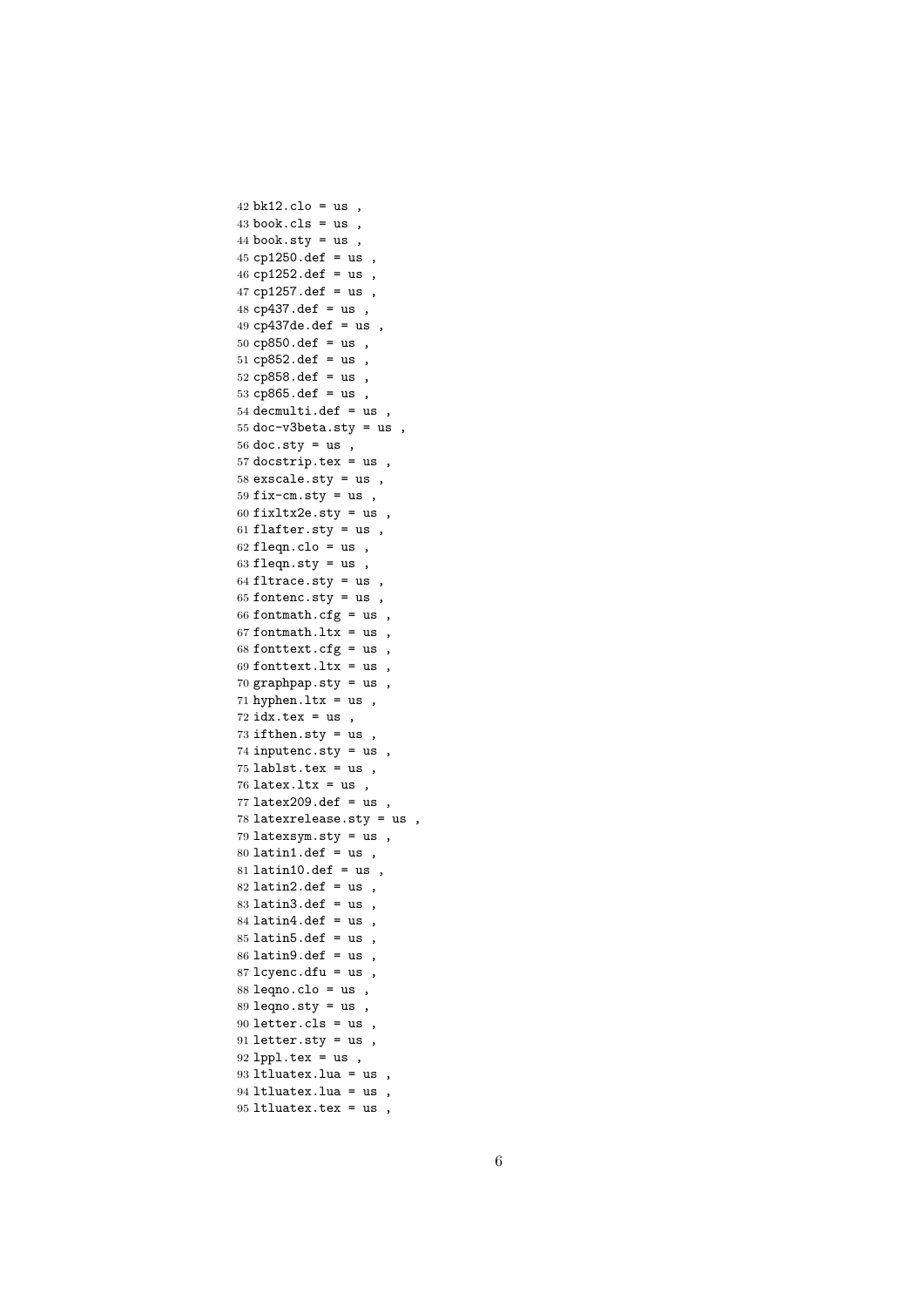```
42 bk12.clo = us ,
43 book.cls = us ,
44 book.sty = us ,
45 cp1250.def = us ,
46 cp1252.def = us ,
47 cp1257.def = us ,
48 cp437.def = us ,
49 cp437de.def = us ,
50 cp850.def = us ,
51 cp852.def = us ,
52 cp858.def = us ,
53 cp865.def = us ,
54 decmulti.def = us ,
55 doc-v3beta.sty = us ,
56 doc.sty = us ,
57 docstrip.tex = us ,
58 exscale.sty = us ,
59 fix-cm.sty = us ,
60 fixltx2e.sty = us ,
61 flafter.sty = us ,
62 fleqn.clo = us ,
63 fleqn.sty = us ,
64 fltrace.sty = us ,
65 fontenc.sty = us ,
66 fontmath.cfg = us ,
67 fontmath.ltx = us ,
68 fonttext.cfg = us ,
69 fonttext.ltx = us ,
70 graphpap.sty = us ,
71 hyphen.ltx = us ,
72 idx.tex = us ,
73 ifthen.sty = us ,
74 inputenc.sty = us ,
75 lablst.tex = us ,
76 latex.ltx = us ,
77 latex209.def = us ,
78 latexrelease.sty = us ,
79 latexsym.sty = us ,
80 latin1.def = us ,
81 latin10.def = us ,
82 latin2.def = us ,
83 latin3.def = us ,
84 latin4.def = us ,
85 latin5.def = us ,
86 latin9.def = us ,
87 lcyenc.dfu = us ,
88 leqno.clo = us ,
89 leqno.sty = us ,
90 letter.cls = us ,
91 letter.sty = us ,
92 lppl.tex = us ,
93 ltluatex.lua = us ,
94 ltluatex.lua = us ,
95 ltluatex.tex = us ,
```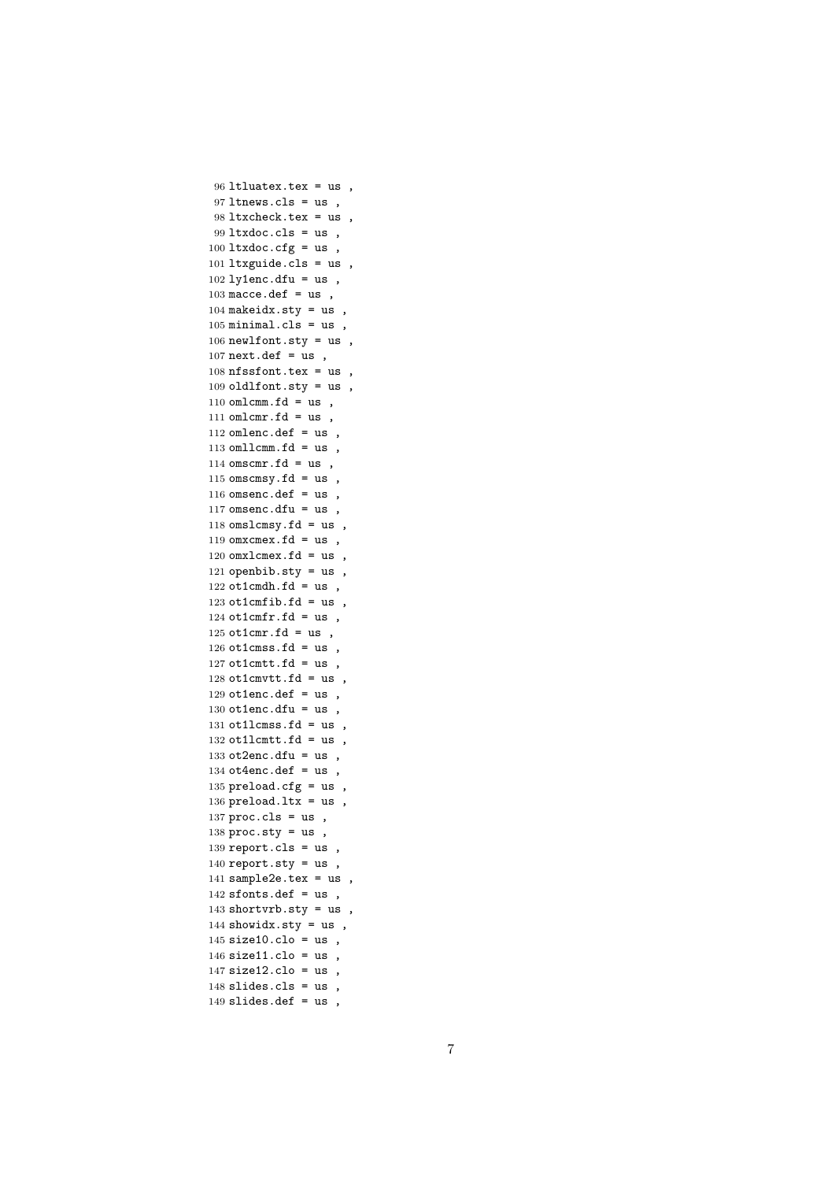```
 96 ltluatex.tex = us ,
 97 ltnews.cls = us ,
 98 ltxcheck.tex = us ,
 99 ltxdoc.cls = us ,
100 ltxdoc.cfg = us ,
101 ltxguide.cls = us ,
102 ly1enc.dfu = us ,
103 macce.def = us ,
104 makeidx.sty = us ,
105 minimal.cls = us ,
106 newlfont.sty = us ,
107 next.def = us ,
108 nfssfont.tex = us ,
109 oldlfont.sty = us ,
110 omlcmm.fd = us ,
111 omlcmr.fd = us ,
112 omlenc.def = us ,
113 omllcmm.fd = us ,
114 omscmr.fd = us ,
115 omscmsy.fd = us ,
116 omsenc.def = us ,
117 omsenc.dfu = us ,
118 omslcmsy.fd = us ,
119 omxcmex.fd = us ,
120 omxlcmex.fd = us ,
121 openbib.sty = us ,
122 ot1cmdh.fd = us ,
123 ot1cmfib.fd = us ,
124 ot1cmfr.fd = us ,
125 ot1cmr.fd = us ,
126 ot1cmss.fd = us ,
127 ot1cmtt.fd = us ,
128 ot1cmvtt.fd = us ,
129 ot1enc.def = us ,
130 ot1enc.dfu = us ,
131 ot1lcmss.fd = us ,
132 ot1lcmtt.fd = us ,
133 ot2enc.dfu = us ,
134 ot4enc.def = us ,
135 preload.cfg = us ,
136 preload.ltx = us ,
137 proc.cls = us ,
138 proc.sty = us ,
139 report.cls = us ,
140 report.sty = us ,
141 sample2e.tex = us ,
142 sfonts.def = us ,
143 shortvrb.sty = us ,
144 showidx.sty = us ,
145 size10.clo = us ,
146 size11.clo = us ,
147 size12.clo = us ,
148 slides.cls = us ,
149 slides.def = us ,
```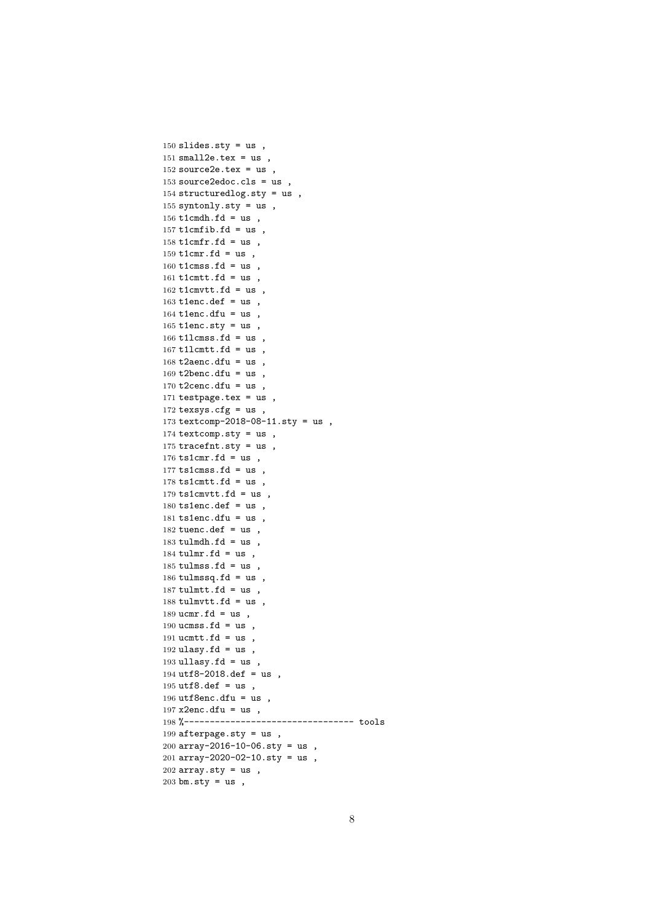```
150 slides.sty = us ,
151 small2e.tex = us ,
152 source2e.tex = us ,
153 source2edoc.cls = us ,
154 structuredlog.sty = us ,
155 syntonly.sty = us ,
156 t1cmdh.fd = us ,
157 t1cmfib.fd = us ,
158 t1cmfr.fd = us ,
159 t1cmr.fd = us ,
160 t1cmss.fd = us ,
161 t1cmtt.fd = us ,
162 t1cmvtt.fd = us ,
163 t1enc.def = us ,
164 t1enc.dfu = us ,
165 t1enc.sty = us ,
166 t1lcmss.fd = us ,
167 t1lcmtt.fd = us ,
168 t2aenc.dfu = us ,
169 t2benc.dfu = us ,
170 t2cenc.dfu = us ,
171 testpage.tex = us ,
172 texsys.cfg = us ,
173 textcomp-2018-08-11.sty = us ,
174 textcomp.sty = us ,
175 tracefnt.sty = us ,
176 ts1cmr.fd = us ,
177 ts1cmss.fd = us ,
178 ts1cmtt.fd = us ,
179 ts1cmvtt.fd = us ,
180 ts1enc.def = us ,
181 ts1enc.dfu = us ,
182 tuenc.def = us ,
183 tulmdh.fd = us ,
184 tulmr.fd = us ,
185 tulmss.fd = us ,
186 tulmssq.fd = us ,
187 tulmtt.fd = us ,
188 tulmvtt.fd = us ,
189 ucmr.fd = us ,
190 ucmss.fd = us ,
191 ucmtt.fd = us ,
192 ulasy.fd = us ,
193 ullasy.fd = us ,
194 utf8-2018.def = us ,
195 utf8.def = us ,
196 utf8enc.dfu = us ,
197 x2enc.dfu = us ,
198 %--------------------------------- tools
199 afterpage.sty = us ,
200 array-2016-10-06.sty = us ,
201 array-2020-02-10.sty = us ,
202 array.sty = us ,
203 bm.sty = us ,
```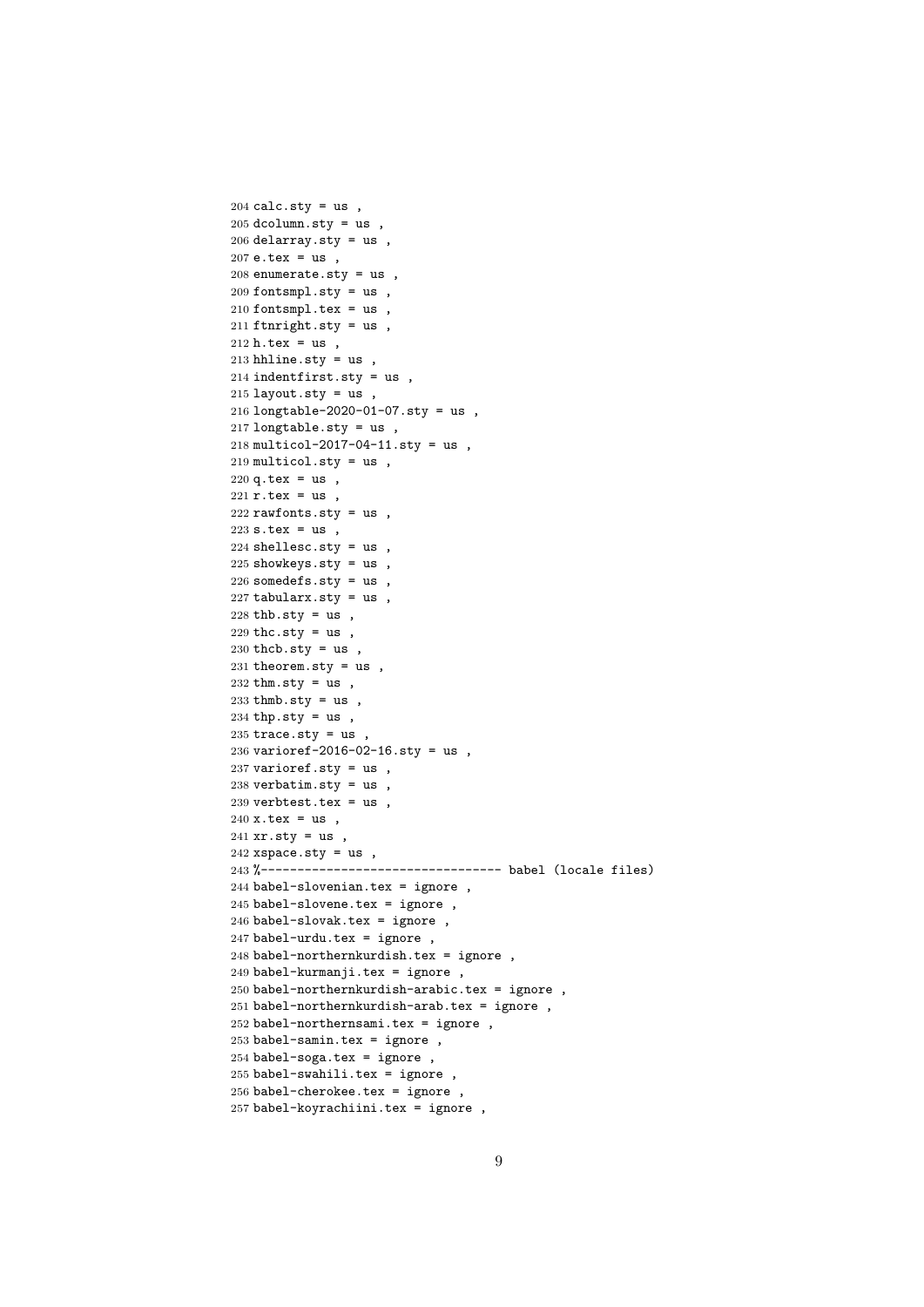```
204 calc.sty = us ,
205 dcolumn.sty = us ,
206 delarray.sty = us ,
207 e.tex = us ,
208 enumerate.sty = us ,
209 fontsmpl.sty = us ,
210 fontsmpl.tex = us ,
211 ftnright.sty = us ,
212 h.tex = us ,
213 hhline.sty = us ,
214 indentfirst.sty = us ,
215 layout.sty = us ,
216 longtable-2020-01-07.sty = us ,
217 longtable.sty = us ,
218 multicol-2017-04-11.sty = us ,
219 multicol.sty = us ,
220 q.tex = us ,
221 r.tex = us ,
222 rawfonts.sty = us ,
223 s.tex = us ,
224 shellesc.sty = us ,
225 showkeys.sty = us ,
226 somedefs.sty = us ,
227 tabularx.sty = us ,
228 thb.sty = us ,
229 thc.sty = us ,
230 thcb.sty = us ,
231 theorem.sty = us ,
232 thm.sty = us ,
233 thmb.sty = us ,
234 thp.sty = us ,
235 trace.sty = us ,
236 varioref-2016-02-16.sty = us ,
237 varioref.sty = us ,
238 verbatim.sty = us ,
239 verbtest.tex = us ,
240 x.tex = us ,
241 xr.sty = us ,
242 xspace.sty = us ,
243 %-------------------------------- babel (locale files)
244 babel-slovenian.tex = ignore ,
245 babel-slovene.tex = ignore ,
246 babel-slovak.tex = ignore ,
247 babel-urdu.tex = ignore ,
248 babel-northernkurdish.tex = ignore ,
249 babel-kurmanji.tex = ignore ,
250 babel-northernkurdish-arabic.tex = ignore ,
251 babel-northernkurdish-arab.tex = ignore ,
252 babel-northernsami.tex = ignore ,
253 babel-samin.tex = ignore ,
254 babel-soga.tex = ignore ,
255 babel-swahili.tex = ignore ,
256 babel-cherokee.tex = ignore ,
257 babel-koyrachiini.tex = ignore ,
```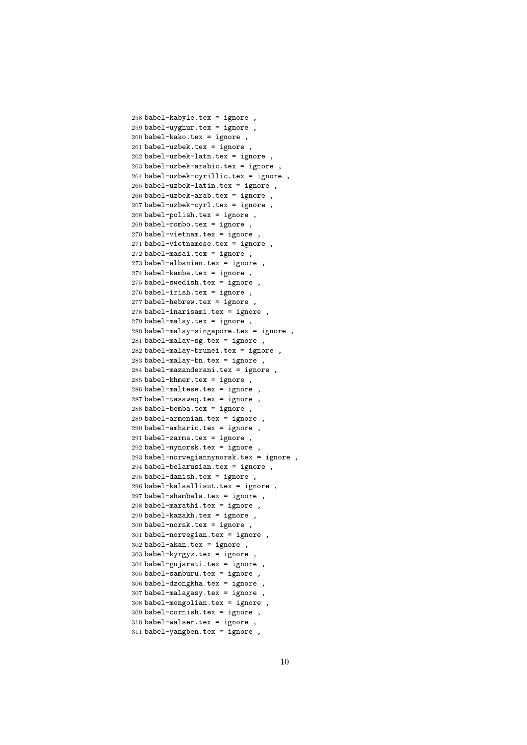```
258 babel-kabyle.tex = ignore ,
259 babel-uyghur.tex = ignore ,
260 babel-kako.tex = ignore ,
261 babel-uzbek.tex = ignore ,
262 babel-uzbek-latn.tex = ignore ,
263 babel-uzbek-arabic.tex = ignore ,
264 babel-uzbek-cyrillic.tex = ignore ,
265 babel-uzbek-latin.tex = ignore ,
266 babel-uzbek-arab.tex = ignore ,
267 babel-uzbek-cyrl.tex = ignore ,
268 babel-polish.tex = ignore ,
269 babel-rombo.tex = ignore ,
270 babel-vietnam.tex = ignore ,
271 babel-vietnamese.tex = ignore ,
272 babel-masai.tex = ignore ,
273 babel-albanian.tex = ignore ,
274 babel-kamba.tex = ignore ,
275 babel-swedish.tex = ignore ,
276 babel-irish.tex = ignore ,
277 babel-hebrew.tex = ignore ,
278 babel-inarisami.tex = ignore ,
279 babel-malay.tex = ignore ,
280 babel-malay-singapore.tex = ignore ,
281 babel-malay-sg.tex = ignore ,
282 babel-malay-brunei.tex = ignore ,
283 babel-malay-bn.tex = ignore ,
284 babel-mazanderani.tex = ignore ,
285 babel-khmer.tex = ignore ,
286 babel-maltese.tex = ignore ,
287 babel-tasawaq.tex = ignore ,
288 babel-bemba.tex = ignore ,
289 babel-armenian.tex = ignore ,
290 babel-amharic.tex = ignore ,
291 babel-zarma.tex = ignore ,
292 babel-nynorsk.tex = ignore ,
293 babel-norwegiannynorsk.tex = ignore ,
294 babel-belarusian.tex = ignore ,
295 babel-danish.tex = ignore ,
296 babel-kalaallisut.tex = ignore ,
297 babel-shambala.tex = ignore ,
298 babel-marathi.tex = ignore ,
299 babel-kazakh.tex = ignore ,
300 babel-norsk.tex = ignore ,
301 babel-norwegian.tex = ignore ,
302 babel-akan.tex = ignore ,
303 babel-kyrgyz.tex = ignore ,
304 babel-gujarati.tex = ignore ,
305 babel-samburu.tex = ignore ,
306 babel-dzongkha.tex = ignore ,
307 babel-malagasy.tex = ignore ,
308 babel-mongolian.tex = ignore ,
309 babel-cornish.tex = ignore ,
310 babel-walser.tex = ignore ,
311 babel-yangben.tex = ignore ,
```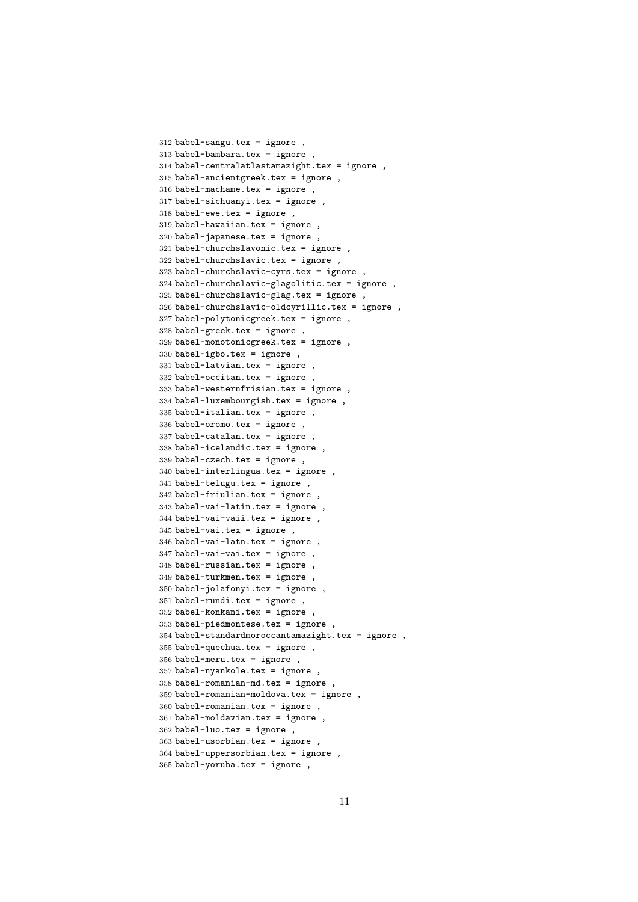```
312 babel-sangu.tex = ignore ,
313 babel-bambara.tex = ignore ,
314 babel-centralatlastamazight.tex = ignore ,
315 babel-ancientgreek.tex = ignore ,
316 babel-machame.tex = ignore ,
317 babel-sichuanyi.tex = ignore ,
318 babel-ewe.tex = ignore ,
319 babel-hawaiian.tex = ignore ,
320 babel-japanese.tex = ignore ,
321 babel-churchslavonic.tex = ignore ,
322 babel-churchslavic.tex = ignore ,
323 babel-churchslavic-cyrs.tex = ignore ,
324 babel-churchslavic-glagolitic.tex = ignore ,
325 babel-churchslavic-glag.tex = ignore ,
326 babel-churchslavic-oldcyrillic.tex = ignore ,
327 babel-polytonicgreek.tex = ignore ,
328 babel-greek.tex = ignore ,
329 babel-monotonicgreek.tex = ignore ,
330 babel-igbo.tex = ignore ,
331 babel-latvian.tex = ignore ,
332 babel-occitan.tex = ignore ,
333 babel-westernfrisian.tex = ignore ,
334 babel-luxembourgish.tex = ignore ,
335 babel-italian.tex = ignore ,
336 babel-oromo.tex = ignore ,
337 babel-catalan.tex = ignore ,
338 babel-icelandic.tex = ignore ,
339 babel-czech.tex = ignore ,
340 babel-interlingua.tex = ignore ,
341 babel-telugu.tex = ignore ,
342 babel-friulian.tex = ignore ,
343 babel-vai-latin.tex = ignore ,
344 babel-vai-vaii.tex = ignore ,
345 babel-vai.tex = ignore ,
346 babel-vai-latn.tex = ignore ,
347 babel-vai-vai.tex = ignore ,
348 babel-russian.tex = ignore ,
349 babel-turkmen.tex = ignore ,
350 babel-jolafonyi.tex = ignore ,
351 babel-rundi.tex = ignore ,
352 babel-konkani.tex = ignore ,
353 babel-piedmontese.tex = ignore ,
354 babel-standardmoroccantamazight.tex = ignore ,
355 babel-quechua.tex = ignore ,
356 babel-meru.tex = ignore ,
357 babel-nyankole.tex = ignore ,
358 babel-romanian-md.tex = ignore ,
359 babel-romanian-moldova.tex = ignore ,
360 babel-romanian.tex = ignore ,
361 babel-moldavian.tex = ignore ,
362 babel-luo.tex = ignore ,
363 babel-usorbian.tex = ignore ,
364 babel-uppersorbian.tex = ignore ,
365 babel-yoruba.tex = ignore ,
```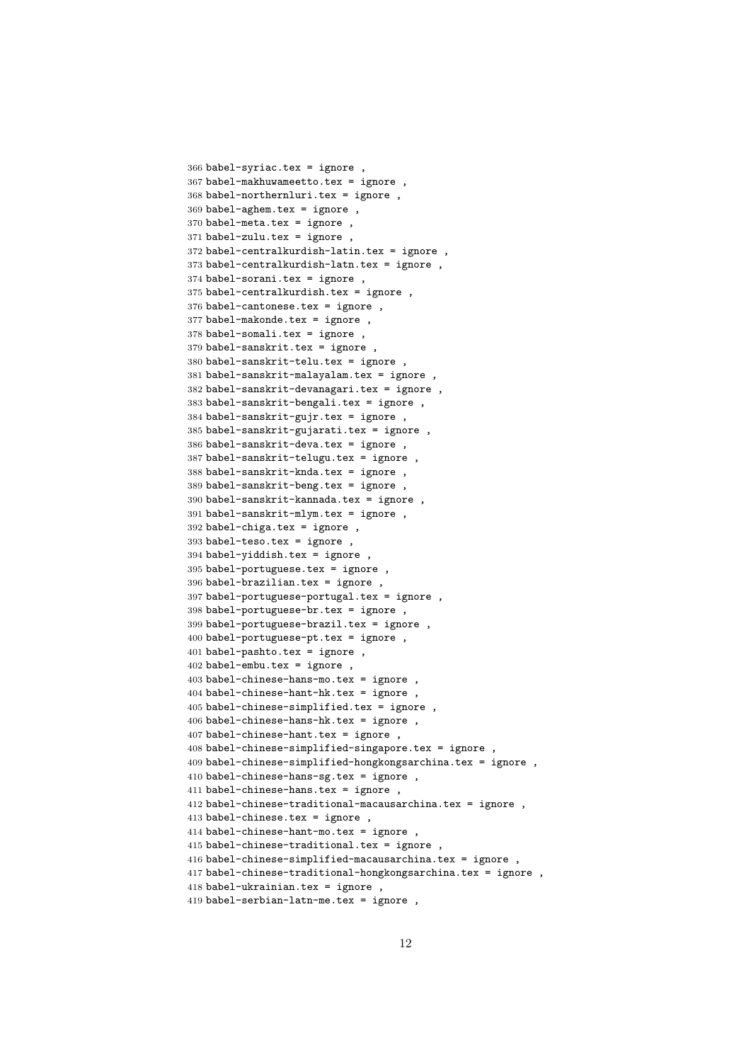```
366 babel-syriac.tex = ignore ,
367 babel-makhuwameetto.tex = ignore ,
368 babel-northernluri.tex = ignore ,
369 babel-aghem.tex = ignore ,
370 babel-meta.tex = ignore ,
371 babel-zulu.tex = ignore ,
372 babel-centralkurdish-latin.tex = ignore ,
373 babel-centralkurdish-latn.tex = ignore ,
374 babel-sorani.tex = ignore ,
375 babel-centralkurdish.tex = ignore ,
376 babel-cantonese.tex = ignore ,
377 babel-makonde.tex = ignore ,
378 babel-somali.tex = ignore ,
379 babel-sanskrit.tex = ignore ,
380 babel-sanskrit-telu.tex = ignore ,
381 babel-sanskrit-malayalam.tex = ignore ,
382 babel-sanskrit-devanagari.tex = ignore ,
383 babel-sanskrit-bengali.tex = ignore ,
384 babel-sanskrit-gujr.tex = ignore ,
385 babel-sanskrit-gujarati.tex = ignore ,
386 babel-sanskrit-deva.tex = ignore ,
387 babel-sanskrit-telugu.tex = ignore ,
388 babel-sanskrit-knda.tex = ignore ,
389 babel-sanskrit-beng.tex = ignore ,
390 babel-sanskrit-kannada.tex = ignore ,
391 babel-sanskrit-mlym.tex = ignore ,
392 babel-chiga.tex = ignore ,
393 babel-teso.tex = ignore ,
394 babel-yiddish.tex = ignore ,
395 babel-portuguese.tex = ignore ,
396 babel-brazilian.tex = ignore ,
397 babel-portuguese-portugal.tex = ignore ,
398 babel-portuguese-br.tex = ignore ,
399 babel-portuguese-brazil.tex = ignore ,
400 babel-portuguese-pt.tex = ignore ,
401 babel-pashto.tex = ignore ,
402 babel-embu.tex = ignore ,
403 babel-chinese-hans-mo.tex = ignore ,
404 babel-chinese-hant-hk.tex = ignore ,
405 babel-chinese-simplified.tex = ignore ,
406 babel-chinese-hans-hk.tex = ignore ,
407 babel-chinese-hant.tex = ignore ,
408 babel-chinese-simplified-singapore.tex = ignore ,
409 babel-chinese-simplified-hongkongsarchina.tex = ignore ,
410 babel-chinese-hans-sg.tex = ignore ,
411 babel-chinese-hans.tex = ignore ,
412 babel-chinese-traditional-macausarchina.tex = ignore ,
413 babel-chinese.tex = ignore ,
414 babel-chinese-hant-mo.tex = ignore ,
415 babel-chinese-traditional.tex = ignore ,
416 babel-chinese-simplified-macausarchina.tex = ignore ,
417 babel-chinese-traditional-hongkongsarchina.tex = ignore ,
418 babel-ukrainian.tex = ignore ,
419 babel-serbian-latn-me.tex = ignore ,
```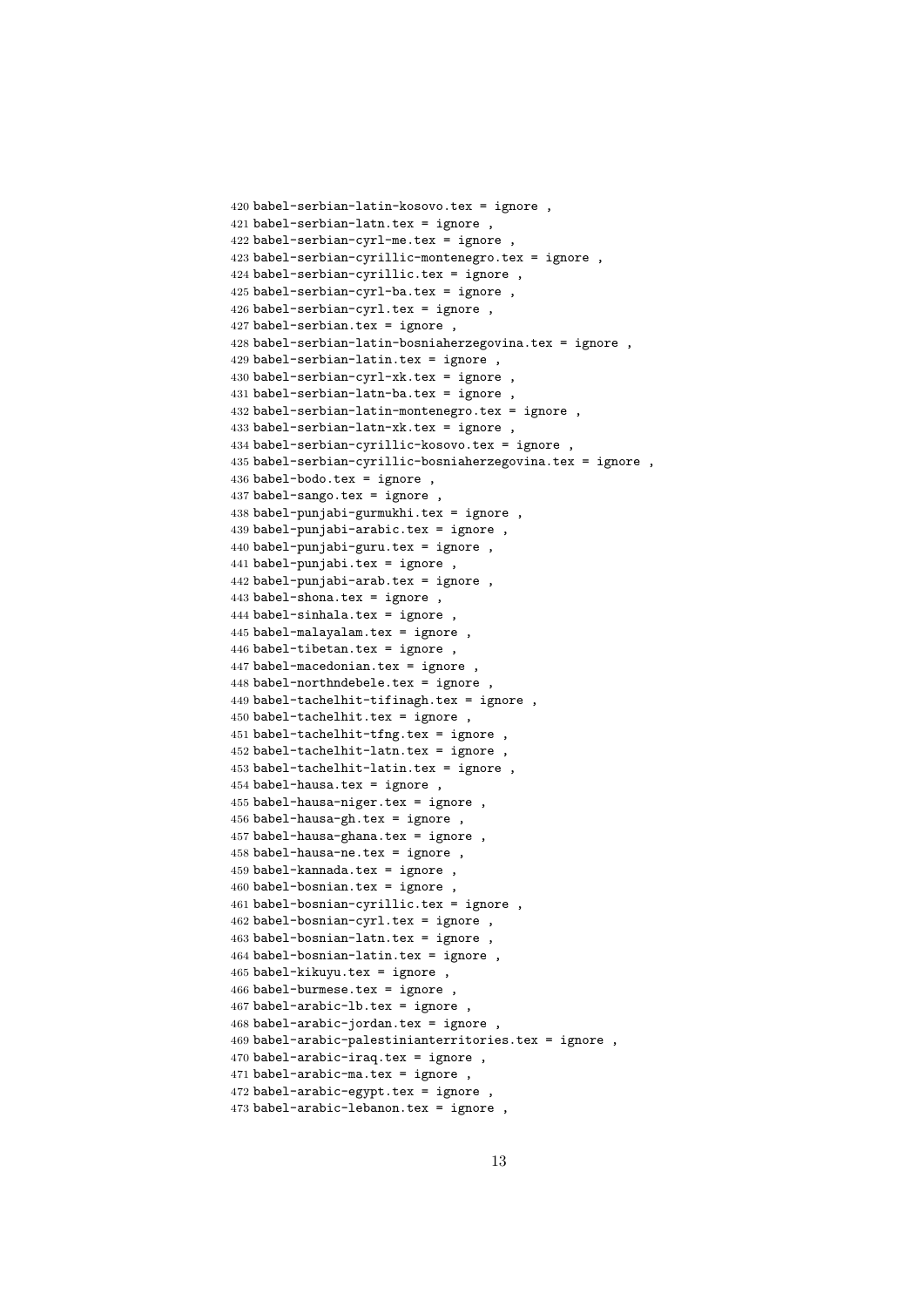```
420 babel-serbian-latin-kosovo.tex = ignore ,
421 babel-serbian-latn.tex = ignore ,
422 babel-serbian-cyrl-me.tex = ignore ,
423 babel-serbian-cyrillic-montenegro.tex = ignore ,
424 babel-serbian-cyrillic.tex = ignore ,
425 babel-serbian-cyrl-ba.tex = ignore ,
426 babel-serbian-cyrl.tex = ignore ,
427 babel-serbian.tex = ignore ,
428 babel-serbian-latin-bosniaherzegovina.tex = ignore ,
429 babel-serbian-latin.tex = ignore ,
430 babel-serbian-cyrl-xk.tex = ignore ,
431 babel-serbian-latn-ba.tex = ignore ,
432 babel-serbian-latin-montenegro.tex = ignore ,
433 babel-serbian-latn-xk.tex = ignore ,
434 babel-serbian-cyrillic-kosovo.tex = ignore ,
435 babel-serbian-cyrillic-bosniaherzegovina.tex = ignore ,
436 babel-bodo.tex = ignore ,
437 babel-sango.tex = ignore ,
438 babel-punjabi-gurmukhi.tex = ignore ,
439 babel-punjabi-arabic.tex = ignore ,
440 babel-punjabi-guru.tex = ignore ,
441 babel-punjabi.tex = ignore ,
442 babel-punjabi-arab.tex = ignore ,
443 babel-shona.tex = ignore ,
444 babel-sinhala.tex = ignore ,
445 babel-malayalam.tex = ignore ,
446 babel-tibetan.tex = ignore ,
447 babel-macedonian.tex = ignore ,
448 babel-northndebele.tex = ignore ,
449 babel-tachelhit-tifinagh.tex = ignore ,
450 babel-tachelhit.tex = ignore ,
451 babel-tachelhit-tfng.tex = ignore ,
452 babel-tachelhit-latn.tex = ignore ,
453 babel-tachelhit-latin.tex = ignore ,
454 babel-hausa.tex = ignore ,
455 babel-hausa-niger.tex = ignore ,
456 babel-hausa-gh.tex = ignore ,
457 babel-hausa-ghana.tex = ignore ,
458 babel-hausa-ne.tex = ignore ,
459 babel-kannada.tex = ignore ,
460 babel-bosnian.tex = ignore ,
461 babel-bosnian-cyrillic.tex = ignore ,
462 babel-bosnian-cyrl.tex = ignore ,
463 babel-bosnian-latn.tex = ignore ,
464 babel-bosnian-latin.tex = ignore ,
465 babel-kikuyu.tex = ignore ,
466 babel-burmese.tex = ignore ,
467 babel-arabic-lb.tex = ignore ,
468 babel-arabic-jordan.tex = ignore ,
469 babel-arabic-palestinianterritories.tex = ignore ,
470 babel-arabic-iraq.tex = ignore ,
471 babel-arabic-ma.tex = ignore ,
472 babel-arabic-egypt.tex = ignore ,
473 babel-arabic-lebanon.tex = ignore ,
```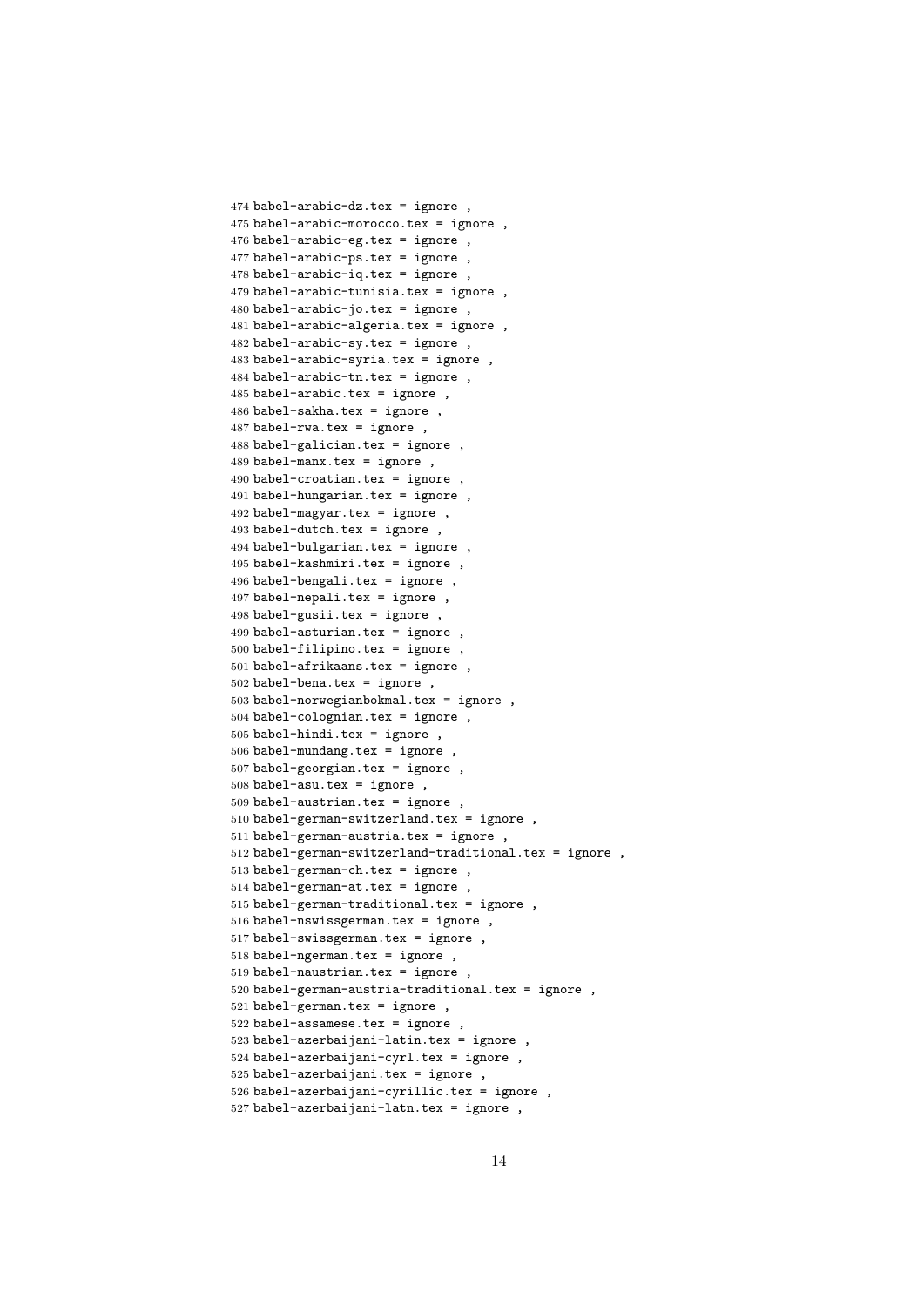```
474 babel-arabic-dz.tex = ignore ,
475 babel-arabic-morocco.tex = ignore ,
476 babel-arabic-eg.tex = ignore ,
477 babel-arabic-ps.tex = ignore ,
478 babel-arabic-iq.tex = ignore ,
479 babel-arabic-tunisia.tex = ignore ,
480 babel-arabic-jo.tex = ignore ,
481 babel-arabic-algeria.tex = ignore ,
482 babel-arabic-sy.tex = ignore ,
483 babel-arabic-syria.tex = ignore ,
484 babel-arabic-tn.tex = ignore ,
485 babel-arabic.tex = ignore ,
486 babel-sakha.tex = ignore ,
487 babel-rwa.tex = ignore ,
488 babel-galician.tex = ignore ,
489 babel-manx.tex = ignore ,
490 babel-croatian.tex = ignore ,
491 babel-hungarian.tex = ignore ,
492 babel-magyar.tex = ignore ,
493 babel-dutch.tex = ignore ,
494 babel-bulgarian.tex = ignore ,
495 babel-kashmiri.tex = ignore ,
496 babel-bengali.tex = ignore ,
497 babel-nepali.tex = ignore ,
498 babel-gusii.tex = ignore ,
499 babel-asturian.tex = ignore ,
500 babel-filipino.tex = ignore ,
501 babel-afrikaans.tex = ignore ,
502 babel-bena.tex = ignore ,
503 babel-norwegianbokmal.tex = ignore ,
504 babel-colognian.tex = ignore ,
505 babel-hindi.tex = ignore ,
506 babel-mundang.tex = ignore ,
507 babel-georgian.tex = ignore ,
508 babel-asu.tex = ignore ,
509 babel-austrian.tex = ignore ,
510 babel-german-switzerland.tex = ignore ,
511 babel-german-austria.tex = ignore ,
512 babel-german-switzerland-traditional.tex = ignore ,
513 babel-german-ch.tex = ignore ,
514 babel-german-at.tex = ignore ,
515 babel-german-traditional.tex = ignore ,
516 babel-nswissgerman.tex = ignore ,
517 babel-swissgerman.tex = ignore ,
518 babel-ngerman.tex = ignore ,
519 babel-naustrian.tex = ignore ,
520 babel-german-austria-traditional.tex = ignore ,
521 babel-german.tex = ignore ,
522 babel-assamese.tex = ignore ,
523 babel-azerbaijani-latin.tex = ignore ,
524 babel-azerbaijani-cyrl.tex = ignore ,
525 babel-azerbaijani.tex = ignore ,
526 babel-azerbaijani-cyrillic.tex = ignore ,
527 babel-azerbaijani-latn.tex = ignore ,
```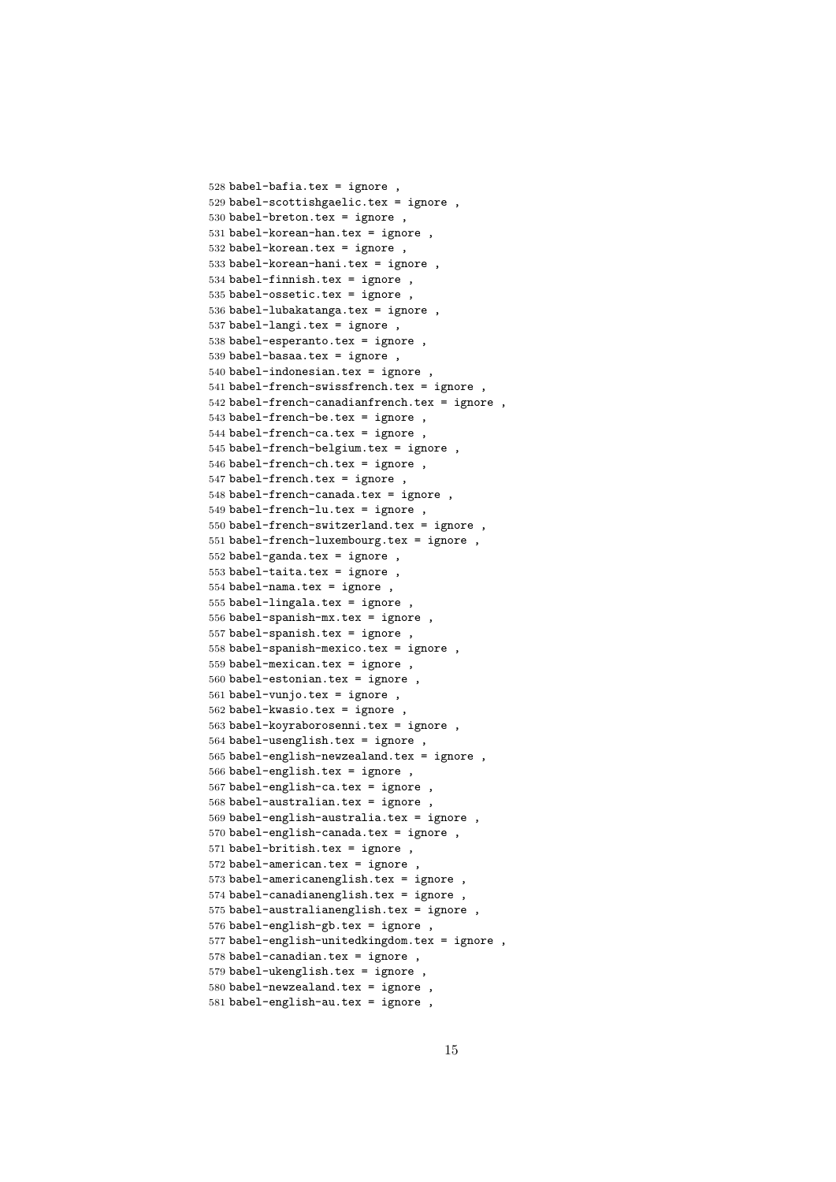```
528 babel-bafia.tex = ignore ,
529 babel-scottishgaelic.tex = ignore ,
530 babel-breton.tex = ignore ,
531 babel-korean-han.tex = ignore ,
532 babel-korean.tex = ignore ,
533 babel-korean-hani.tex = ignore ,
534 babel-finnish.tex = ignore ,
535 babel-ossetic.tex = ignore ,
536 babel-lubakatanga.tex = ignore ,
537 babel-langi.tex = ignore ,
538 babel-esperanto.tex = ignore ,
539 babel-basaa.tex = ignore ,
540 babel-indonesian.tex = ignore ,
541 babel-french-swissfrench.tex = ignore ,
542 babel-french-canadianfrench.tex = ignore ,
543 babel-french-be.tex = ignore ,
544 babel-french-ca.tex = ignore ,
545 babel-french-belgium.tex = ignore ,
546 babel-french-ch.tex = ignore ,
547 babel-french.tex = ignore ,
548 babel-french-canada.tex = ignore ,
549 babel-french-lu.tex = ignore ,
550 babel-french-switzerland.tex = ignore ,
551 babel-french-luxembourg.tex = ignore ,
552 babel-ganda.tex = ignore ,
553 babel-taita.tex = ignore ,
554 babel-nama.tex = ignore ,
555 babel-lingala.tex = ignore ,
556 babel-spanish-mx.tex = ignore ,
557 babel-spanish.tex = ignore ,
558 babel-spanish-mexico.tex = ignore ,
559 babel-mexican.tex = ignore ,
560 babel-estonian.tex = ignore ,
561 babel-vunjo.tex = ignore ,
562 babel-kwasio.tex = ignore ,
563 babel-koyraborosenni.tex = ignore ,
564 babel-usenglish.tex = ignore ,
565 babel-english-newzealand.tex = ignore ,
566 babel-english.tex = ignore ,
567 babel-english-ca.tex = ignore ,
568 babel-australian.tex = ignore ,
569 babel-english-australia.tex = ignore ,
570 babel-english-canada.tex = ignore ,
571 babel-british.tex = ignore ,
572 babel-american.tex = ignore ,
573 babel-americanenglish.tex = ignore ,
574 babel-canadianenglish.tex = ignore ,
575 babel-australianenglish.tex = ignore ,
576 babel-english-gb.tex = ignore ,
577 babel-english-unitedkingdom.tex = ignore ,
578 babel-canadian.tex = ignore ,
579 babel-ukenglish.tex = ignore ,
580 babel-newzealand.tex = ignore ,
581 babel-english-au.tex = ignore ,
```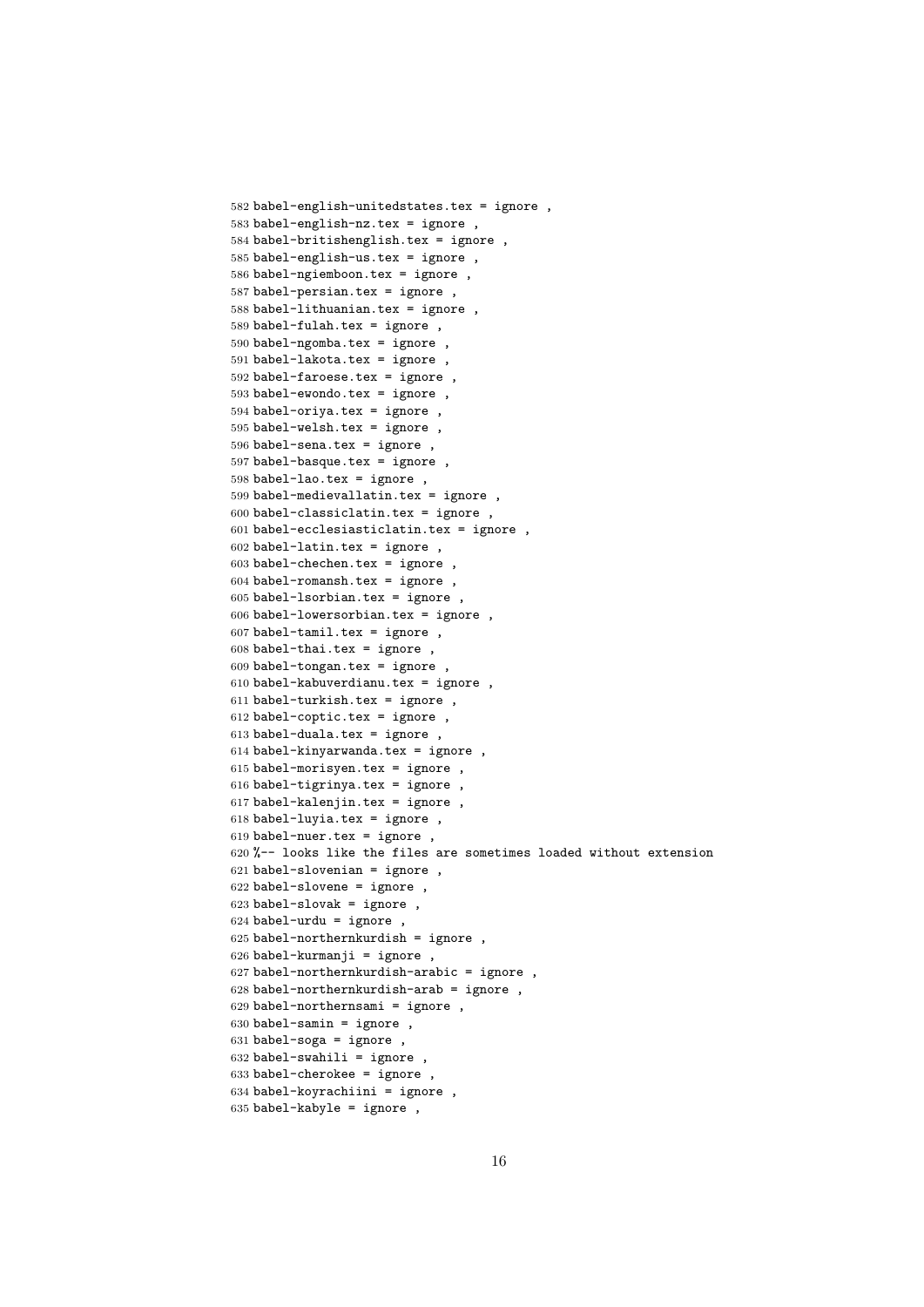```
582 babel-english-unitedstates.tex = ignore ,
583 babel-english-nz.tex = ignore ,
584 babel-britishenglish.tex = ignore ,
585 babel-english-us.tex = ignore ,
586 babel-ngiemboon.tex = ignore ,
587 babel-persian.tex = ignore ,
588 babel-lithuanian.tex = ignore ,
589 babel-fulah.tex = ignore ,
590 babel-ngomba.tex = ignore ,
591 babel-lakota.tex = ignore ,
592 babel-faroese.tex = ignore ,
593 babel-ewondo.tex = ignore ,
594 babel-oriya.tex = ignore ,
595 babel-welsh.tex = ignore ,
596 babel-sena.tex = ignore ,
597 babel-basque.tex = ignore ,
598 babel-lao.tex = ignore ,
599 babel-medievallatin.tex = ignore ,
600 babel-classiclatin.tex = ignore ,
601 babel-ecclesiasticlatin.tex = ignore ,
602 babel-latin.tex = ignore ,
603 babel-chechen.tex = ignore ,
604 babel-romansh.tex = ignore ,
605 babel-lsorbian.tex = ignore ,
606 babel-lowersorbian.tex = ignore ,
607 babel-tamil.tex = ignore ,
608 babel-thai.tex = ignore ,
609 babel-tongan.tex = ignore ,
610 babel-kabuverdianu.tex = ignore ,
611 babel-turkish.tex = ignore ,
612 babel-coptic.tex = ignore ,
613 babel-duala.tex = ignore ,
614 babel-kinyarwanda.tex = ignore ,
615 babel-morisyen.tex = ignore ,
616 babel-tigrinya.tex = ignore ,
617 babel-kalenjin.tex = ignore ,
618 babel-luyia.tex = ignore ,
619 babel-nuer.tex = ignore ,
620 %-- looks like the files are sometimes loaded without extension
621 babel-slovenian = ignore ,
622 babel-slovene = ignore ,
623 babel-slovak = ignore ,
624 babel-urdu = ignore ,
625 babel-northernkurdish = ignore ,
626 babel-kurmanji = ignore ,
627 babel-northernkurdish-arabic = ignore ,
628 babel-northernkurdish-arab = ignore ,
629 babel-northernsami = ignore ,
630 babel-samin = ignore ,
631 babel-soga = ignore ,
632 babel-swahili = ignore ,
633 babel-cherokee = ignore ,
634 babel-koyrachiini = ignore ,
635 babel-kabyle = ignore ,
```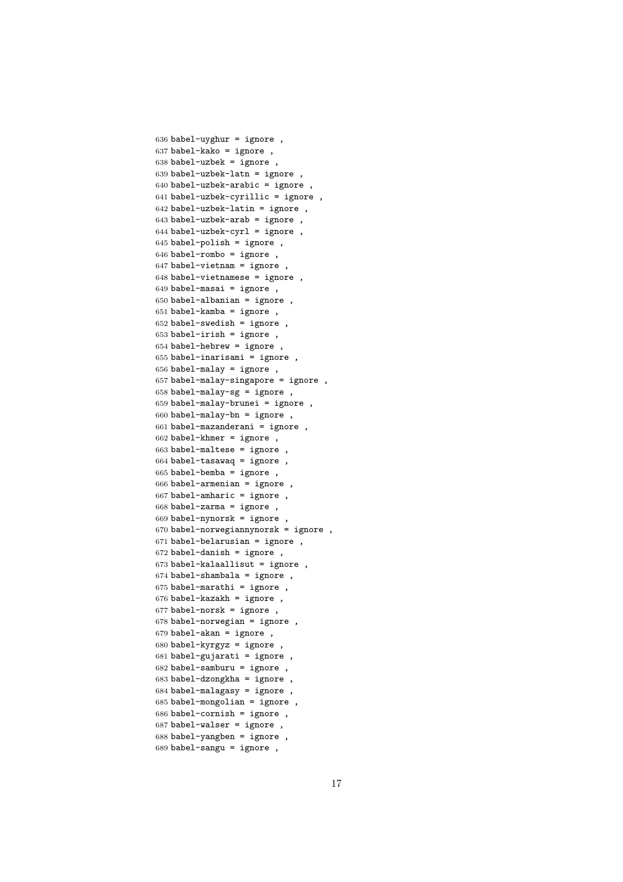```
636 babel-uyghur = ignore ,
637 babel-kako = ignore ,
638 babel-uzbek = ignore ,
639 babel-uzbek-latn = ignore ,
640 babel-uzbek-arabic = ignore ,
641 babel-uzbek-cyrillic = ignore ,
642 babel-uzbek-latin = ignore ,
643 babel-uzbek-arab = ignore ,
644 babel-uzbek-cyrl = ignore ,
645 babel-polish = ignore ,
646 babel-rombo = ignore ,
647 babel-vietnam = ignore ,
648 babel-vietnamese = ignore ,
649 babel-masai = ignore ,
650 babel-albanian = ignore ,
651 babel-kamba = ignore ,
652 babel-swedish = ignore ,
653 babel-irish = ignore ,
654 babel-hebrew = ignore ,
655 babel-inarisami = ignore ,
656 babel-malay = ignore ,
657 babel-malay-singapore = ignore ,
658 babel-malay-sg = ignore ,
659 babel-malay-brunei = ignore ,
660 babel-malay-bn = ignore ,
661 babel-mazanderani = ignore ,
662 babel-khmer = ignore ,
663 babel-maltese = ignore ,
664 babel-tasawaq = ignore ,
665 babel-bemba = ignore ,
666 babel-armenian = ignore ,
667 babel-amharic = ignore ,
668 babel-zarma = ignore ,
669 babel-nynorsk = ignore ,
670 babel-norwegiannynorsk = ignore ,
671 babel-belarusian = ignore ,
672 babel-danish = ignore ,
673 babel-kalaallisut = ignore ,
674 babel-shambala = ignore ,
675 babel-marathi = ignore ,
676 babel-kazakh = ignore ,
677 babel-norsk = ignore ,
678 babel-norwegian = ignore ,
679 babel-akan = ignore ,
680 babel-kyrgyz = ignore ,
681 babel-gujarati = ignore ,
682 babel-samburu = ignore ,
683 babel-dzongkha = ignore ,
684 babel-malagasy = ignore ,
685 babel-mongolian = ignore ,
686 babel-cornish = ignore ,
687 babel-walser = ignore ,
688 babel-yangben = ignore ,
689 babel-sangu = ignore ,
```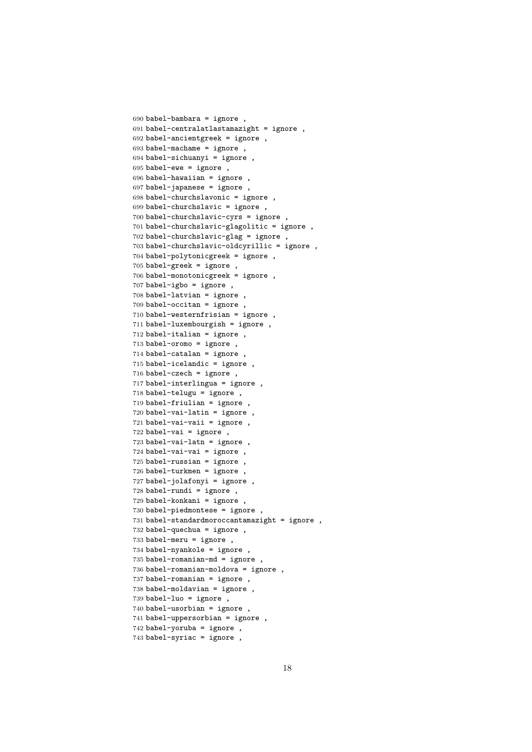```
690 babel-bambara = ignore ,
691 babel-centralatlastamazight = ignore ,
692 babel-ancientgreek = ignore ,
693 babel-machame = ignore ,
694 babel-sichuanyi = ignore ,
695 babel-ewe = ignore ,
696 babel-hawaiian = ignore ,
697 babel-japanese = ignore ,
698 babel-churchslavonic = ignore ,
699 babel-churchslavic = ignore ,
700 babel-churchslavic-cyrs = ignore ,
701 babel-churchslavic-glagolitic = ignore ,
702 babel-churchslavic-glag = ignore ,
703 babel-churchslavic-oldcyrillic = ignore ,
704 babel-polytonicgreek = ignore ,
705 babel-greek = ignore ,
706 babel-monotonicgreek = ignore ,
707 babel-igbo = ignore ,
708 babel-latvian = ignore ,
709 babel-occitan = ignore ,
710 babel-westernfrisian = ignore ,
711 babel-luxembourgish = ignore ,
712 babel-italian = ignore ,
713 babel-oromo = ignore ,
714 babel-catalan = ignore ,
715 babel-icelandic = ignore ,
716 babel-czech = ignore ,
717 babel-interlingua = ignore ,
718 babel-telugu = ignore ,
719 babel-friulian = ignore ,
720 babel-vai-latin = ignore ,
721 babel-vai-vaii = ignore ,
722 babel-vai = ignore ,
723 babel-vai-latn = ignore ,
724 babel-vai-vai = ignore ,
725 babel-russian = ignore ,
726 babel-turkmen = ignore ,
727 babel-jolafonyi = ignore ,
728 babel-rundi = ignore ,
729 babel-konkani = ignore ,
730 babel-piedmontese = ignore ,
731 babel-standardmoroccantamazight = ignore ,
732 babel-quechua = ignore ,
733 babel-meru = ignore ,
734 babel-nyankole = ignore ,
735 babel-romanian-md = ignore ,
736 babel-romanian-moldova = ignore ,
737 babel-romanian = ignore ,
738 babel-moldavian = ignore ,
739 babel-luo = ignore ,
740 babel-usorbian = ignore ,
741 babel-uppersorbian = ignore ,
742 babel-yoruba = ignore ,
743 babel-syriac = ignore ,
```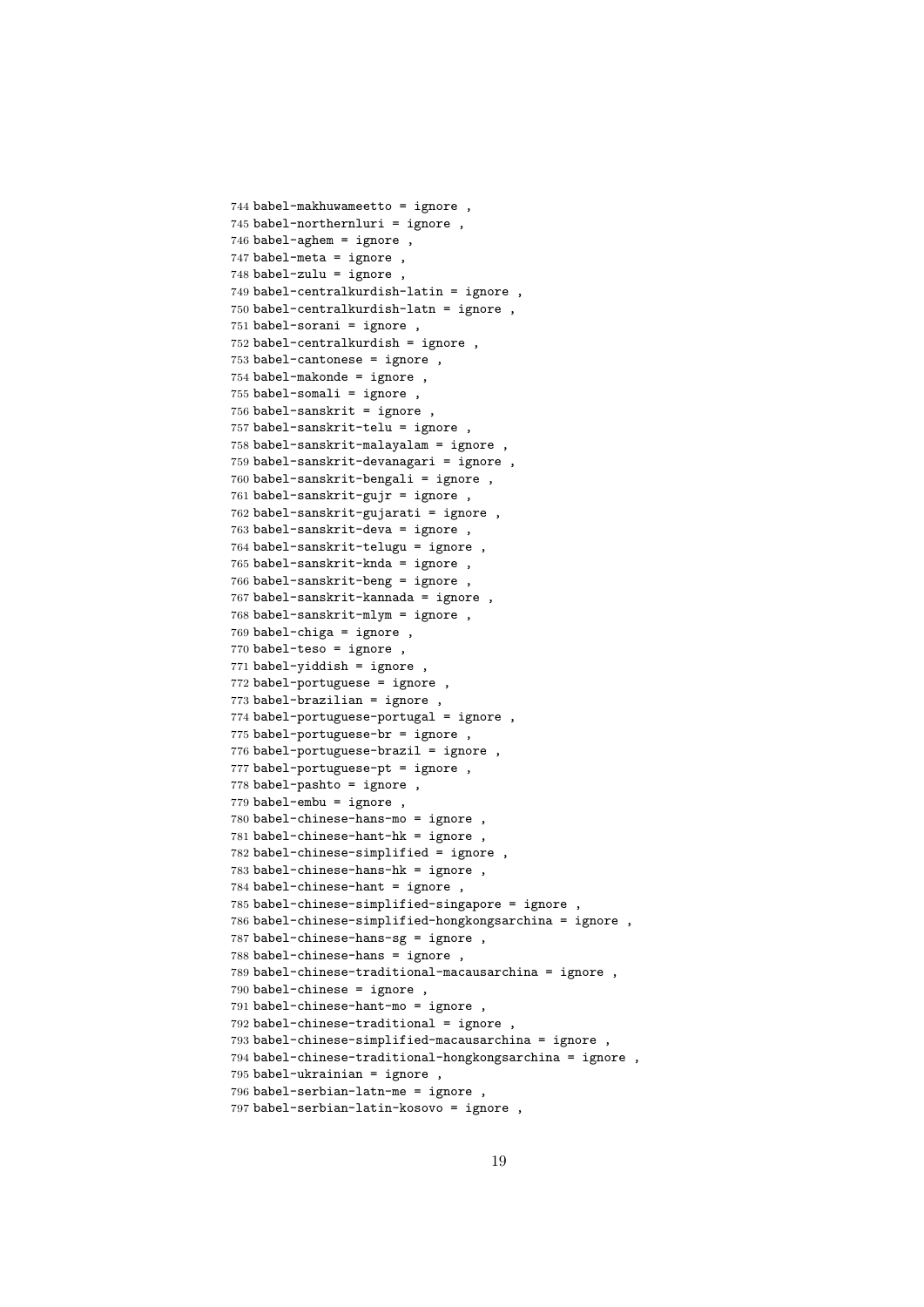```
744 babel-makhuwameetto = ignore ,
745 babel-northernluri = ignore ,
746 babel-aghem = ignore ,
747 babel-meta = ignore ,
748 babel-zulu = ignore ,
749 babel-centralkurdish-latin = ignore ,
750 babel-centralkurdish-latn = ignore ,
751 babel-sorani = ignore ,
752 babel-centralkurdish = ignore ,
753 babel-cantonese = ignore ,
754 babel-makonde = ignore ,
755 babel-somali = ignore ,
756 babel-sanskrit = ignore ,
757 babel-sanskrit-telu = ignore ,
758 babel-sanskrit-malayalam = ignore ,
759 babel-sanskrit-devanagari = ignore ,
760 babel-sanskrit-bengali = ignore ,
761 babel-sanskrit-gujr = ignore ,
762 babel-sanskrit-gujarati = ignore ,
763 babel-sanskrit-deva = ignore ,
764 babel-sanskrit-telugu = ignore ,
765 babel-sanskrit-knda = ignore ,
766 babel-sanskrit-beng = ignore ,
767 babel-sanskrit-kannada = ignore ,
768 babel-sanskrit-mlym = ignore ,
769 babel-chiga = ignore ,
770 babel-teso = ignore ,
771 babel-yiddish = ignore ,
772 babel-portuguese = ignore ,
773 babel-brazilian = ignore ,
774 babel-portuguese-portugal = ignore ,
775 babel-portuguese-br = ignore ,
776 babel-portuguese-brazil = ignore ,
777 babel-portuguese-pt = ignore ,
778 babel-pashto = ignore ,
779 babel-embu = ignore ,
780 babel-chinese-hans-mo = ignore ,
781 babel-chinese-hant-hk = ignore ,
782 babel-chinese-simplified = ignore ,
783 babel-chinese-hans-hk = ignore ,
784 babel-chinese-hant = ignore ,
785 babel-chinese-simplified-singapore = ignore ,
786 babel-chinese-simplified-hongkongsarchina = ignore ,
787 babel-chinese-hans-sg = ignore ,
788 babel-chinese-hans = ignore ,
789 babel-chinese-traditional-macausarchina = ignore ,
790 babel-chinese = ignore ,
791 babel-chinese-hant-mo = ignore ,
792 babel-chinese-traditional = ignore ,
793 babel-chinese-simplified-macausarchina = ignore ,
794 babel-chinese-traditional-hongkongsarchina = ignore ,
795 babel-ukrainian = ignore ,
796 babel-serbian-latn-me = ignore ,
797 babel-serbian-latin-kosovo = ignore ,
```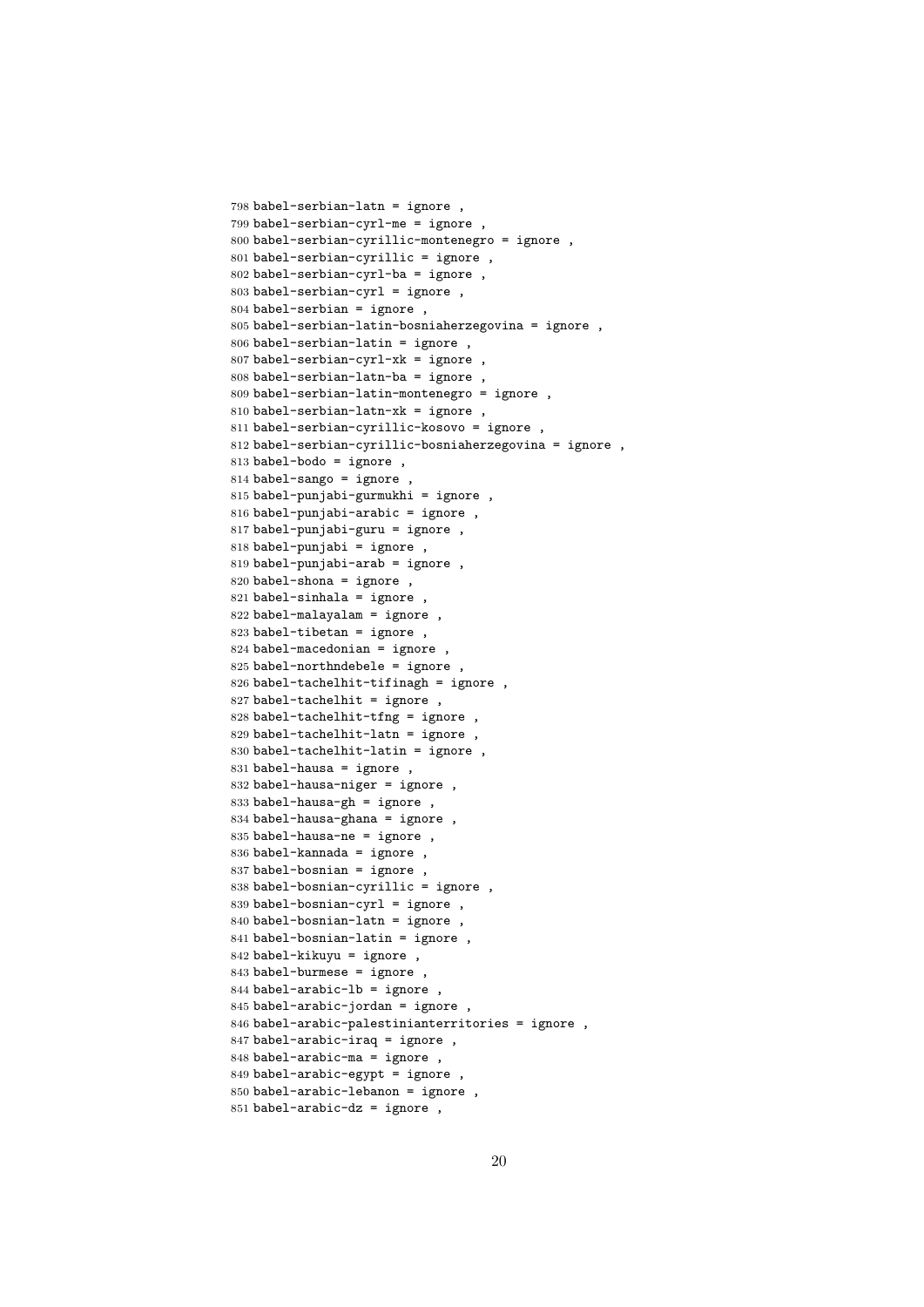```
798 babel-serbian-latn = ignore ,
799 babel-serbian-cyrl-me = ignore ,
800 babel-serbian-cyrillic-montenegro = ignore ,
801 babel-serbian-cyrillic = ignore ,
802 babel-serbian-cyrl-ba = ignore ,
803 babel-serbian-cyrl = ignore ,
804 babel-serbian = ignore ,
805 babel-serbian-latin-bosniaherzegovina = ignore ,
806 babel-serbian-latin = ignore ,
807 babel-serbian-cyrl-xk = ignore ,
808 babel-serbian-latn-ba = ignore ,
809 babel-serbian-latin-montenegro = ignore ,
810 babel-serbian-latn-xk = ignore ,
811 babel-serbian-cyrillic-kosovo = ignore ,
812 babel-serbian-cyrillic-bosniaherzegovina = ignore ,
813 babel-bodo = ignore ,
814 babel-sango = ignore ,
815 babel-punjabi-gurmukhi = ignore ,
816 babel-punjabi-arabic = ignore ,
817 babel-punjabi-guru = ignore ,
818 babel-punjabi = ignore ,
819 babel-punjabi-arab = ignore ,
820 babel-shona = ignore ,
821 babel-sinhala = ignore ,
822 babel-malayalam = ignore ,
823 babel-tibetan = ignore ,
824 babel-macedonian = ignore ,
825 babel-northndebele = ignore ,
826 babel-tachelhit-tifinagh = ignore ,
827 babel-tachelhit = ignore ,
828 babel-tachelhit-tfng = ignore ,
829 babel-tachelhit-latn = ignore ,
830 babel-tachelhit-latin = ignore ,
831 babel-hausa = ignore ,
832 babel-hausa-niger = ignore ,
833 babel-hausa-gh = ignore ,
834 babel-hausa-ghana = ignore ,
835 babel-hausa-ne = ignore ,
836 babel-kannada = ignore ,
837 babel-bosnian = ignore ,
838 babel-bosnian-cyrillic = ignore ,
839 babel-bosnian-cyrl = ignore ,
840 babel-bosnian-latn = ignore ,
841 babel-bosnian-latin = ignore ,
842 babel-kikuyu = ignore ,
843 babel-burmese = ignore ,
844 babel-arabic-lb = ignore ,
845 babel-arabic-jordan = ignore ,
846 babel-arabic-palestinianterritories = ignore ,
847 babel-arabic-iraq = ignore ,
848 babel-arabic-ma = ignore ,
849 babel-arabic-egypt = ignore ,
850 babel-arabic-lebanon = ignore ,
851 babel-arabic-dz = ignore ,
```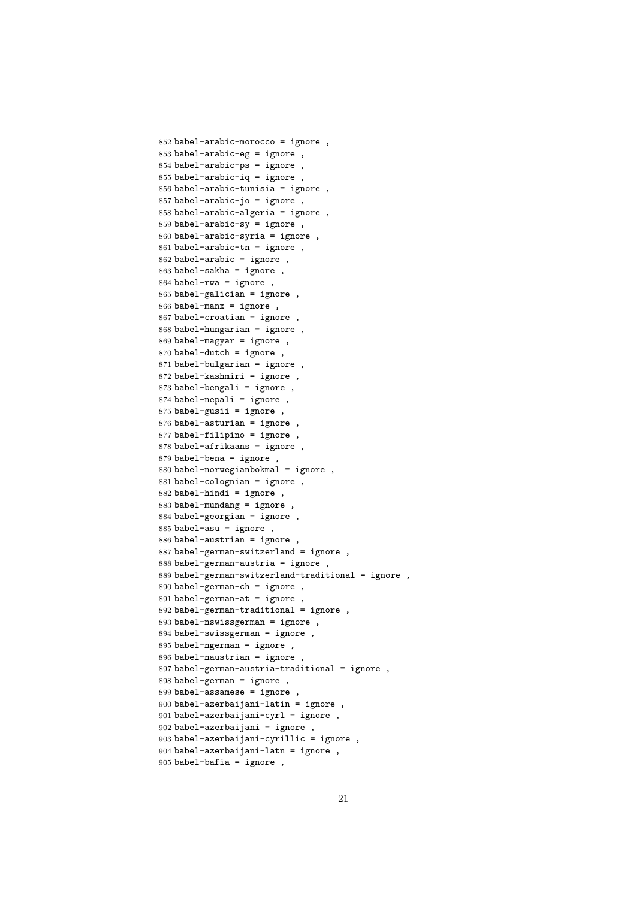```
852 babel-arabic-morocco = ignore ,
853 babel-arabic-eg = ignore ,
854 babel-arabic-ps = ignore ,
855 babel-arabic-iq = ignore ,
856 babel-arabic-tunisia = ignore ,
857 babel-arabic-jo = ignore ,
858 babel-arabic-algeria = ignore ,
859 babel-arabic-sy = ignore ,
860 babel-arabic-syria = ignore ,
861 babel-arabic-tn = ignore ,
862 babel-arabic = ignore ,
863 babel-sakha = ignore ,
864 babel-rwa = ignore ,
865 babel-galician = ignore ,
866 babel-manx = ignore ,
867 babel-croatian = ignore ,
868 babel-hungarian = ignore ,
869 babel-magyar = ignore ,
870 babel-dutch = ignore ,
871 babel-bulgarian = ignore ,
872 babel-kashmiri = ignore ,
873 babel-bengali = ignore ,
874 babel-nepali = ignore ,
875 babel-gusii = ignore ,
876 babel-asturian = ignore ,
877 babel-filipino = ignore ,
878 babel-afrikaans = ignore ,
879 babel-bena = ignore ,
880 babel-norwegianbokmal = ignore ,
881 babel-colognian = ignore ,
882 babel-hindi = ignore ,
883 babel-mundang = ignore ,
884 babel-georgian = ignore ,
885 babel-asu = ignore ,
886 babel-austrian = ignore ,
887 babel-german-switzerland = ignore ,
888 babel-german-austria = ignore ,
889 babel-german-switzerland-traditional = ignore ,
890 babel-german-ch = ignore ,
891 babel-german-at = ignore ,
892 babel-german-traditional = ignore ,
893 babel-nswissgerman = ignore ,
894 babel-swissgerman = ignore ,
895 babel-ngerman = ignore ,
896 babel-naustrian = ignore ,
897 babel-german-austria-traditional = ignore ,
898 babel-german = ignore ,
899 babel-assamese = ignore ,
900 babel-azerbaijani-latin = ignore ,
901 babel-azerbaijani-cyrl = ignore ,
902 babel-azerbaijani = ignore ,
903 babel-azerbaijani-cyrillic = ignore ,
904 babel-azerbaijani-latn = ignore ,
905 babel-bafia = ignore ,
```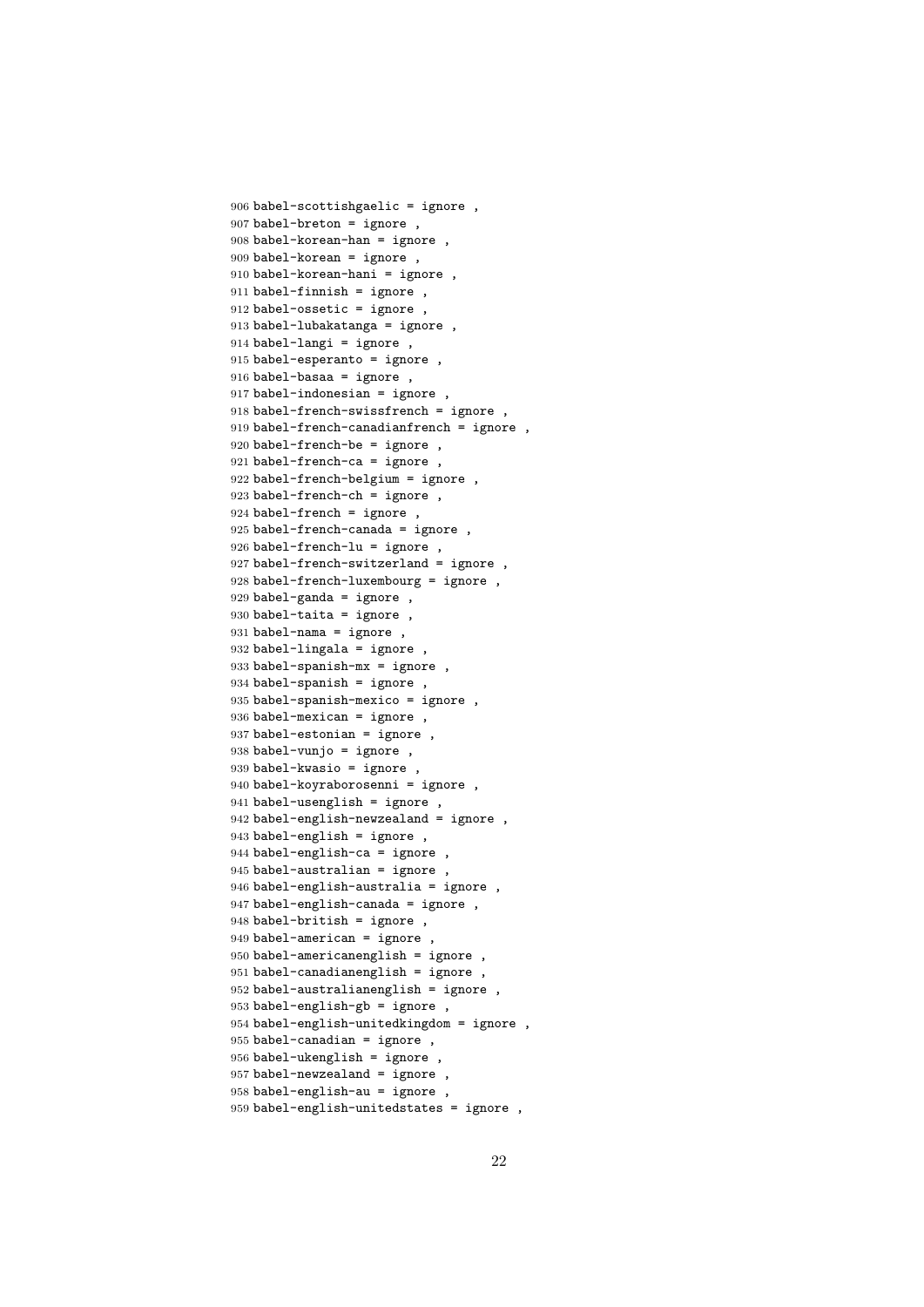```
906 babel-scottishgaelic = ignore ,
907 babel-breton = ignore ,
908 babel-korean-han = ignore ,
909 babel-korean = ignore ,
910 babel-korean-hani = ignore ,
911 babel-finnish = ignore ,
912 babel-ossetic = ignore ,
913 babel-lubakatanga = ignore ,
914 babel-langi = ignore ,
915 babel-esperanto = ignore ,
916 babel-basaa = ignore ,
917 babel-indonesian = ignore ,
918 babel-french-swissfrench = ignore ,
919 babel-french-canadianfrench = ignore ,
920 babel-french-be = ignore ,
921 babel-french-ca = ignore ,
922 babel-french-belgium = ignore ,
923 babel-french-ch = ignore ,
924 babel-french = ignore ,
925 babel-french-canada = ignore ,
926 babel-french-lu = ignore ,
927 babel-french-switzerland = ignore ,
928 babel-french-luxembourg = ignore ,
929 babel-ganda = ignore ,
930 babel-taita = ignore ,
931 babel-nama = ignore ,
932 babel-lingala = ignore ,
933 babel-spanish-mx = ignore ,
934 babel-spanish = ignore ,
935 babel-spanish-mexico = ignore ,
936 babel-mexican = ignore ,
937 babel-estonian = ignore ,
938 babel-vunjo = ignore ,
939 babel-kwasio = ignore ,
940 babel-koyraborosenni = ignore ,
941 babel-usenglish = ignore ,
942 babel-english-newzealand = ignore ,
943 babel-english = ignore ,
944 babel-english-ca = ignore ,
945 babel-australian = ignore ,
946 babel-english-australia = ignore ,
947 babel-english-canada = ignore ,
948 babel-british = ignore ,
949 babel-american = ignore ,
950 babel-americanenglish = ignore ,
951 babel-canadianenglish = ignore ,
952 babel-australianenglish = ignore ,
953 babel-english-gb = ignore ,
954 babel-english-unitedkingdom = ignore ,
955 babel-canadian = ignore ,
956 babel-ukenglish = ignore ,
957 babel-newzealand = ignore ,
958 babel-english-au = ignore ,
959 babel-english-unitedstates = ignore ,
```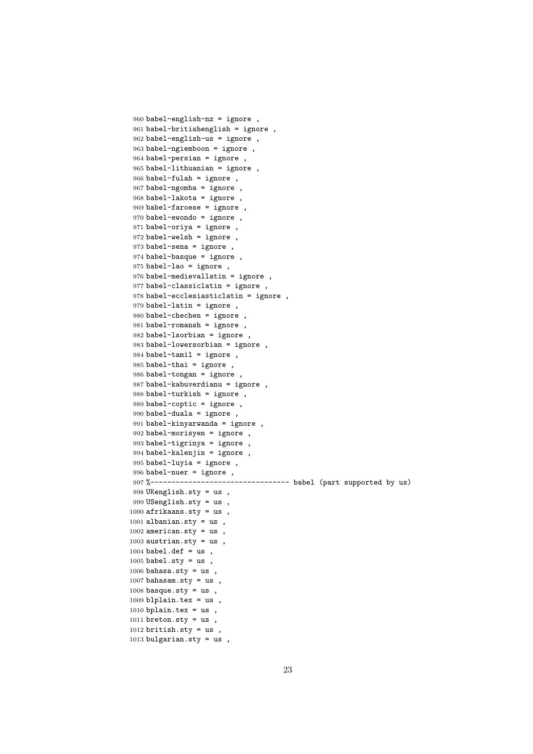```
960 babel-english-nz = ignore ,
961 babel-britishenglish = ignore ,
962 babel-english-us = ignore ,
963 babel-ngiemboon = ignore ,
964 babel-persian = ignore ,
965 babel-lithuanian = ignore ,
966 babel-fulah = ignore ,
967 babel-ngomba = ignore ,
968 babel-lakota = ignore ,
969 babel-faroese = ignore ,
970 babel-ewondo = ignore ,
971 babel-oriya = ignore ,
972 babel-welsh = ignore ,
973 babel-sena = ignore ,
974 babel-basque = ignore ,
975 babel-lao = ignore ,
976 babel-medievallatin = ignore ,
977 babel-classiclatin = ignore ,
978 babel-ecclesiasticlatin = ignore ,
979 babel-latin = ignore ,
980 babel-chechen = ignore ,
981 babel-romansh = ignore ,
982 babel-lsorbian = ignore ,
983 babel-lowersorbian = ignore ,
984 babel-tamil = ignore ,
985 babel-thai = ignore ,
986 babel-tongan = ignore ,
987 babel-kabuverdianu = ignore ,
988 babel-turkish = ignore ,
989 babel-coptic = ignore ,
990 babel-duala = ignore ,
991 babel-kinyarwanda = ignore ,
992 babel-morisyen = ignore ,
993 babel-tigrinya = ignore ,
994 babel-kalenjin = ignore ,
995 babel-luyia = ignore ,
996 babel-nuer = ignore ,
997 %-------------------------------- babel (part supported by us)
998 UKenglish.sty = us ,
999 USenglish.sty = us ,
1000 afrikaans.sty = us ,
1001 albanian.sty = us ,
1002 american.sty = us ,
1003 austrian.sty = us ,
1004 babel.def = us ,
1005 babel.sty = us ,
1006 bahasa.sty = us ,
1007 bahasam.sty = us ,
1008 basque.sty = us ,
1009 blplain.tex = us ,
1010 bplain.tex = us ,
1011 breton.sty = us ,
1012 british.sty = us ,
1013 bulgarian.sty = us ,
```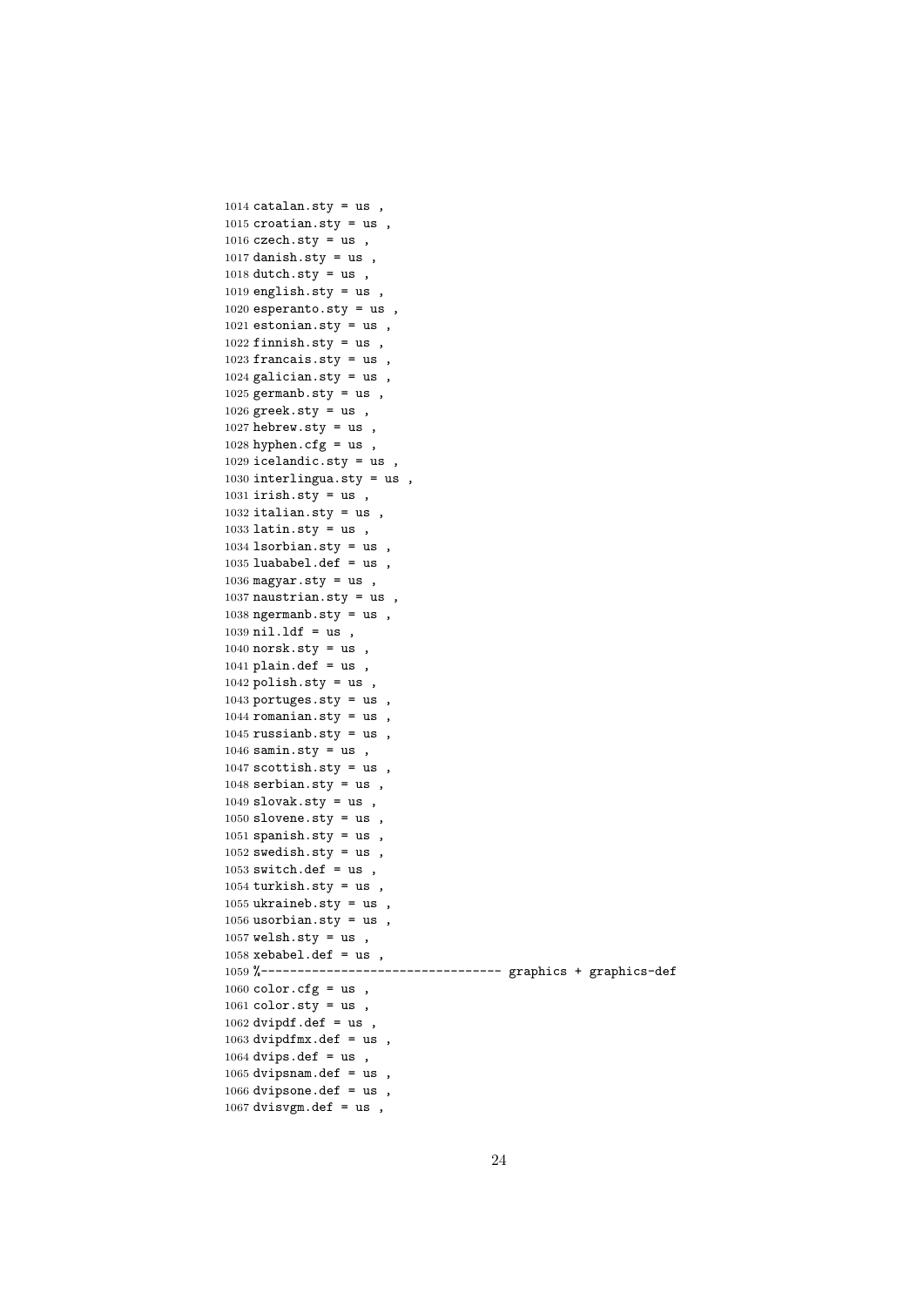```
1014 catalan.sty = us ,
1015 croatian.sty = us ,
1016 czech.sty = us ,
1017 danish.sty = us ,
1018 dutch.sty = us ,
1019 english.sty = us ,
1020 esperanto.sty = us ,
1021 estonian.sty = us ,
1022 finnish.sty = us ,
1023 francais.sty = us ,
1024 galician.sty = us ,
1025 germanb.sty = us ,
1026 greek.sty = us ,
1027 hebrew.sty = us ,
1028 hyphen.cfg = us ,
1029 icelandic.sty = us ,
1030 interlingua.sty = us ,
1031 irish.sty = us ,
1032 italian.sty = us ,
1033 latin.sty = us ,
1034 lsorbian.sty = us ,
1035 luababel.def = us ,
1036 magyar.sty = us ,
1037 naustrian.sty = us ,
1038 ngermanb.sty = us ,
1039 nil.ldf = us ,
1040 norsk.sty = us ,
1041 plain.def = us ,
1042 polish.sty = us ,
1043 portuges.sty = us ,
1044 romanian.sty = us ,
1045 russianb.sty = us ,
1046 samin.sty = us ,
1047 scottish.sty = us ,
1048 serbian.sty = us ,
1049 slovak.sty = us ,
1050 slovene.sty = us ,
1051 spanish.sty = us ,
1052 swedish.sty = us ,
1053 switch.def = us ,
1054 turkish.sty = us ,
1055 ukraineb.sty = us ,
1056 usorbian.sty = us ,
1057 welsh.sty = us ,
1058 xebabel.def = us ,
1059 %--------------------------------- graphics + graphics-def
1060 color.cfg = us ,
1061 color.sty = us ,
1062 dvipdf.def = us ,
1063 dvipdfmx.def = us ,
1064 dvips.def = us ,
1065 dvipsnam.def = us ,
1066 dvipsone.def = us ,
1067 dvisvgm.def = us ,
```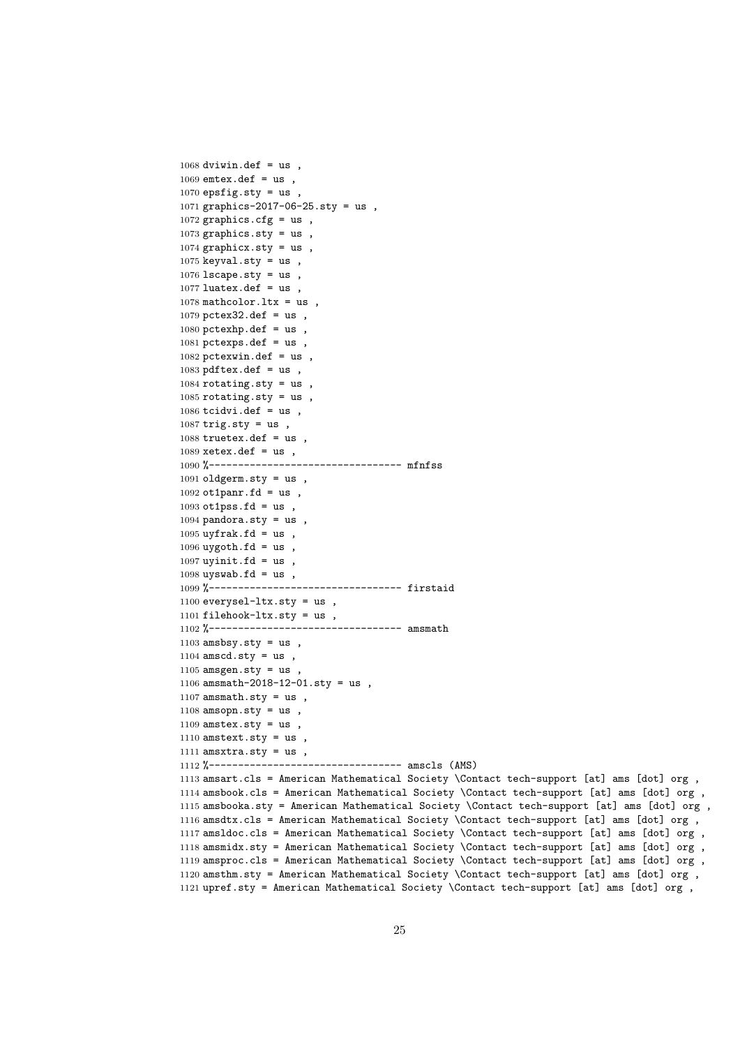```
1068 dviwin.def = us ,
1069 emtex.def = us ,
1070 epsfig.sty = us ,
1071 graphics-2017-06-25.sty = us ,
1072 graphics.cfg = us ,
1073 graphics.sty = us ,
1074 graphicx.sty = us ,
1075 keyval.sty = us ,
1076 lscape.sty = us ,
1077 luatex.def = us ,
1078 mathcolor.ltx = us ,
1079 pctex32.def = us ,
1080 pctexhp.def = us ,
1081 pctexps.def = us ,
1082 pctexwin.def = us ,
1083 pdftex.def = us ,
1084 rotating.sty = us ,
1085 rotating.sty = us ,
1086 tcidvi.def = us ,
1087 trig.sty = us ,
1088 truetex.def = us ,
1089 xetex.def = us ,
1090 %--------------------------------- mfnfss
1091 oldgerm.sty = us ,
1092 ot1panr.fd = us ,
1093 ot1pss.fd = us ,
1094 pandora.sty = us ,
1095 uyfrak.fd = us ,
1096 uygoth.fd = us ,
1097 uyinit.fd = us ,
1098 uyswab.fd = us ,
1099 %--------------------------------- firstaid
1100 everysel-ltx.sty = us ,
1101 filehook-ltx.sty = us ,
1102 %--------------------------------- amsmath
1103 amsbsy.sty = us ,
1104 amscd.sty = us ,
1105 amsgen.sty = us ,
1106 amsmath-2018-12-01.sty = us ,
1107 amsmath.sty = us ,
1108 amsopn.sty = us ,
1109 amstex.sty = us ,
1110 amstext.sty = us ,
1111 amsxtra.sty = us ,
1112 %--------------------------------- amscls (AMS)
1113 amsart.cls = American Mathematical Society \Contact tech-support [at] ams [dot] org ,
1114 amsbook.cls = American Mathematical Society \Contact tech-support [at] ams [dot] org ,
1115 amsbooka.sty = American Mathematical Society \Contact tech-support [at] ams [dot] org ,
1116 amsdtx.cls = American Mathematical Society \Contact tech-support [at] ams [dot] org ,
1117 amsldoc.cls = American Mathematical Society \Contact tech-support [at] ams [dot] org ,
1118 amsmidx.sty = American Mathematical Society \Contact tech-support [at] ams [dot] org ,
1119 amsproc.cls = American Mathematical Society \Contact tech-support [at] ams [dot] org ,
1120 amsthm.sty = American Mathematical Society \Contact tech-support [at] ams [dot] org ,
1121 upref.sty = American Mathematical Society \Contact tech-support [at] ams [dot] org ,
```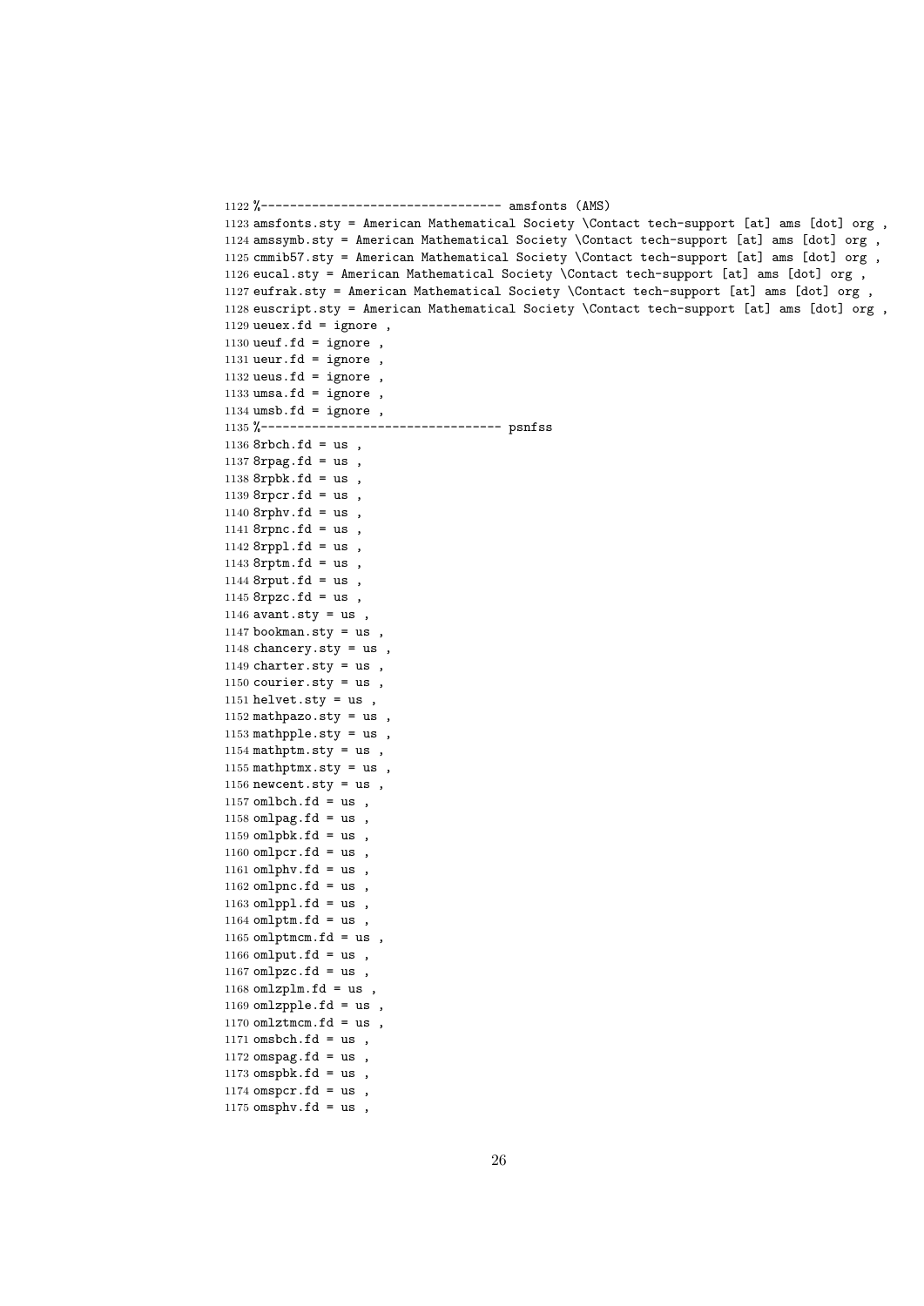```
1122 %--------------------------------- amsfonts (AMS)
1123 amsfonts.sty = American Mathematical Society \Contact tech-support [at] ams [dot] org ,
1124 amssymb.sty = American Mathematical Society \Contact tech-support [at] ams [dot] org ,
1125 cmmib57.sty = American Mathematical Society \Contact tech-support [at] ams [dot] org ,
1126 eucal.sty = American Mathematical Society \Contact tech-support [at] ams [dot] org ,
1127 eufrak.sty = American Mathematical Society \Contact tech-support [at] ams [dot] org ,
1128 euscript.sty = American Mathematical Society \Contact tech-support [at] ams [dot] org ,
1129 ueuex.fd = ignore ,
1130 ueuf.fd = ignore ,
1131 ueur.fd = ignore ,
1132 ueus.fd = ignore ,
1133 umsa.fd = ignore ,
1134 umsb.fd = ignore ,
1135 %--------------------------------- psnfss
1136 8rbch.fd = us ,
1137 8rpag.fd = us ,
1138 8rpbk.fd = us ,
1139 8rpcr.fd = us ,
1140 8rphv.fd = us ,
1141 8rpnc.fd = us ,
1142 8rppl.fd = us ,
1143 8rptm.fd = us ,
1144 8rput.fd = us ,
1145 8rpzc.fd = us ,
1146 avant.sty = us ,
1147 bookman.sty = us ,
1148 chancery.sty = us ,
1149 charter.sty = us ,
1150 courier.sty = us ,
1151 helvet.sty = us ,
1152 mathpazo.sty = us ,
1153 mathpple.sty = us ,
1154 mathptm.sty = us ,
1155 mathptmx.sty = us ,
1156 newcent.sty = us ,
1157 omlbch.fd = us ,
1158 omlpag.fd = us ,
1159 omlpbk.fd = us ,
1160 omlpcr.fd = us ,
1161 omlphv.fd = us ,
1162 omlpnc.fd = us ,
1163 omlppl.fd = us ,
1164 omlptm.fd = us ,
1165 omlptmcm.fd = us ,
1166 omlput.fd = us ,
1167 omlpzc.fd = us ,
1168 omlzplm.fd = us ,
1169 omlzpple.fd = us ,
1170 omlztmcm.fd = us ,
1171 omsbch.fd = us ,
1172 omspag.fd = us ,
1173 omspbk.fd = us ,
1174 omspcr.fd = us ,
1175 omsphv.fd = us ,
```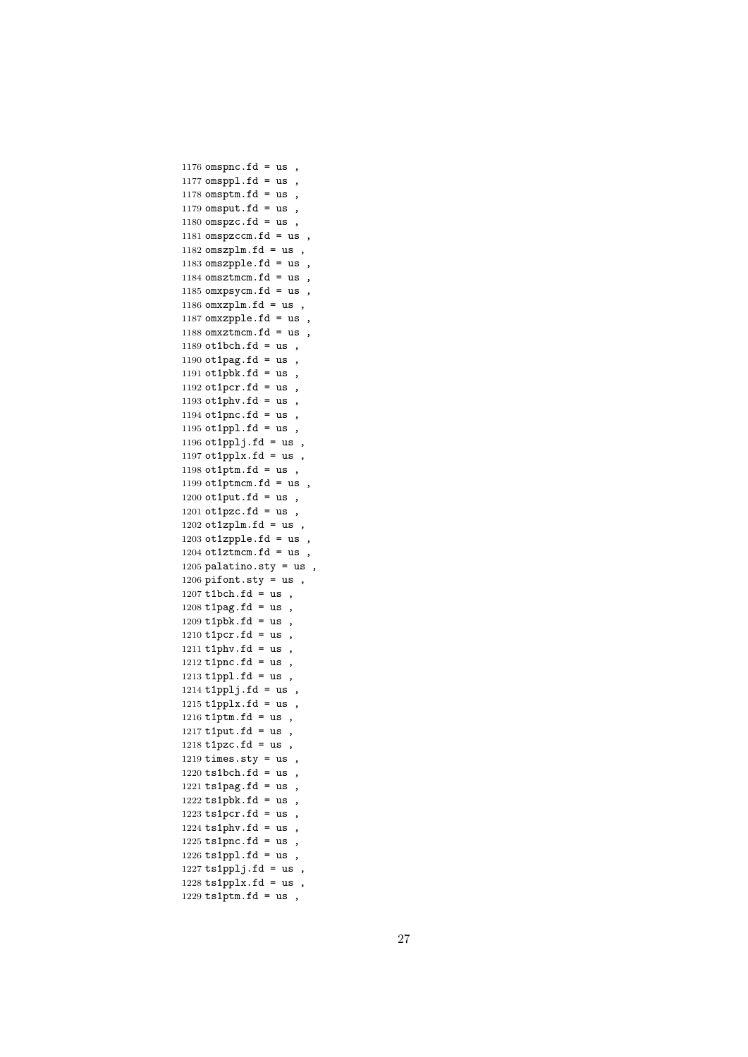```
1176 omspnc.fd = us ,
1177 omsppl.fd = us ,
1178 omsptm.fd = us ,
1179 omsput.fd = us ,
1180 omspzc.fd = us ,
1181 omspzccm.fd = us ,
1182 omszplm.fd = us ,
1183 omszpple.fd = us ,
1184 omsztmcm.fd = us ,
1185 omxpsycm.fd = us ,
1186 omxzplm.fd = us ,
1187 omxzpple.fd = us ,
1188 omxztmcm.fd = us ,
1189 ot1bch.fd = us ,
1190 ot1pag.fd = us ,
1191 ot1pbk.fd = us ,
1192 ot1pcr.fd = us ,
1193 ot1phv.fd = us ,
1194 ot1pnc.fd = us ,
1195 ot1ppl.fd = us ,
1196 ot1pplj.fd = us ,
1197 ot1pplx.fd = us ,
1198 ot1ptm.fd = us ,
1199 ot1ptmcm.fd = us ,
1200 ot1put.fd = us ,
1201 ot1pzc.fd = us ,
1202 ot1zplm.fd = us ,
1203 ot1zpple.fd = us ,
1204 ot1ztmcm.fd = us ,
1205 palatino.sty = us ,
1206 pifont.sty = us ,
1207 t1bch.fd = us ,
1208 t1pag.fd = us ,
1209 t1pbk.fd = us ,
1210 t1pcr.fd = us ,
1211 t1phv.fd = us ,
1212 t1pnc.fd = us ,
1213 t1ppl.fd = us ,
1214 t1pplj.fd = us ,
1215 t1pplx.fd = us ,
1216 t1ptm.fd = us ,
1217 t1put.fd = us ,
1218 t1pzc.fd = us ,
1219 times.sty = us ,
1220 ts1bch.fd = us ,
1221 ts1pag.fd = us ,
1222 ts1pbk.fd = us ,
1223 ts1pcr.fd = us ,
1224 ts1phv.fd = us ,
1225 ts1pnc.fd = us ,
1226 ts1ppl.fd = us ,
1227 ts1pplj.fd = us ,
1228 ts1pplx.fd = us ,
1229 ts1ptm.fd = us ,
```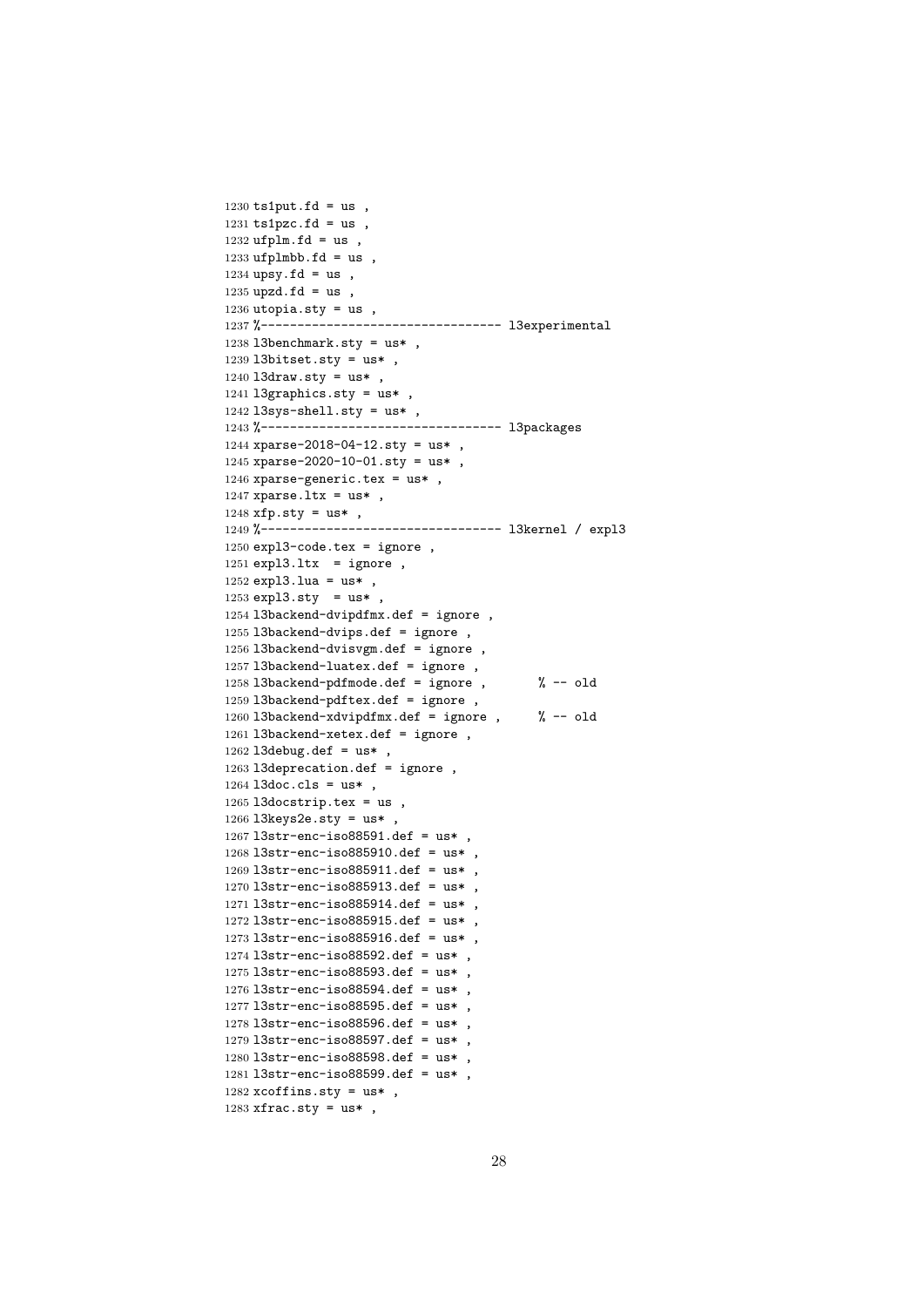```
1230 ts1put.fd = us ,
1231 ts1pzc.fd = us ,
1232 ufplm.fd = us ,
1233 ufplmbb.fd = us ,
1234 upsy.fd = us ,
1235 upzd.fd = us ,
1236 utopia.sty = us ,
1237 %-------------------------------- l3experimental
1238 l3benchmark.sty = us* ,
1239 l3bitset.sty = us* ,
1240 l3draw.sty = us* ,
1241 l3graphics.sty = us* ,
1242 l3sys-shell.sty = us* ,
1243 %-------------------------------- l3packages
1244 xparse-2018-04-12.sty = us* ,
1245 xparse-2020-10-01.sty = us* ,
1246 xparse-generic.tex = us* ,
1247 xparse.ltx = us* ,
1248 xfp.sty = us* ,
1249 %-------------------------------- l3kernel / expl3
1250 expl3-code.tex = ignore ,
1251 expl3.ltx  = ignore ,
1252 expl3.lua = us* ,
1253 expl3.sty  = us* ,
1254 l3backend-dvipdfmx.def = ignore ,
1255 l3backend-dvips.def = ignore ,
1256 l3backend-dvisvgm.def = ignore ,
1257 l3backend-luatex.def = ignore ,
1258 l3backend-pdfmode.def = ignore ,       % -- old
1259 l3backend-pdftex.def = ignore ,
1260 l3backend-xdvipdfmx.def = ignore ,     % -- old
1261 l3backend-xetex.def = ignore ,
1262 l3debug.def = us* ,
1263 l3deprecation.def = ignore ,
1264 l3doc.cls = us* ,
1265 l3docstrip.tex = us ,
1266 l3keys2e.sty = us* ,
1267 l3str-enc-iso88591.def = us* ,
1268 l3str-enc-iso885910.def = us* ,
1269 l3str-enc-iso885911.def = us* ,
1270 l3str-enc-iso885913.def = us* ,
1271 l3str-enc-iso885914.def = us* ,
1272 l3str-enc-iso885915.def = us* ,
1273 l3str-enc-iso885916.def = us* ,
1274 l3str-enc-iso88592.def = us* ,
1275 l3str-enc-iso88593.def = us* ,
1276 l3str-enc-iso88594.def = us* ,
1277 l3str-enc-iso88595.def = us* ,
1278 l3str-enc-iso88596.def = us* ,
1279 l3str-enc-iso88597.def = us* ,
1280 l3str-enc-iso88598.def = us* ,
1281 l3str-enc-iso88599.def = us* ,
1282 xcoffins.sty = us* ,
1283 xfrac.sty = us* ,
```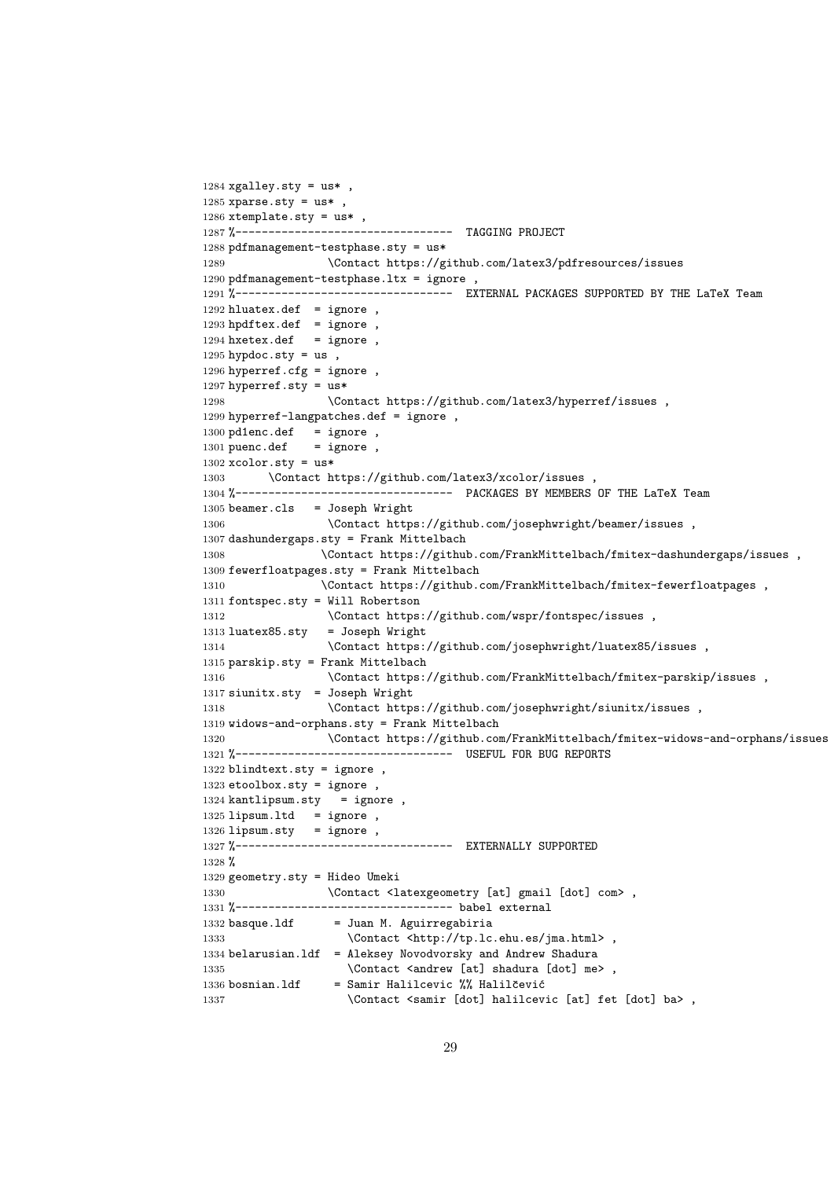```
1284 xgalley.sty = us* ,
1285 xparse.sty = us* ,
1286 xtemplate.sty = us* ,
1287 %--------------------------------  TAGGING PROJECT
1288 pdfmanagement-testphase.sty = us*
1289              \Contact https://github.com/latex3/pdfresources/issues
1290 pdfmanagement-testphase.ltx = ignore ,
1291 %---------------------------------  EXTERNAL PACKAGES SUPPORTED BY THE LaTeX Team
1292 hluatex.def  = ignore ,
1293 hpdftex.def  = ignore ,
1294 hxetex.def   = ignore ,
1295 hypdoc.sty = us ,
1296 hyperref.cfg = ignore ,
1297 hyperref.sty = us*
1298              \Contact https://github.com/latex3/hyperref/issues ,
1299 hyperref-langpatches.def = ignore ,
1300 pd1enc.def   = ignore ,
1301 puenc.def    = ignore ,
1302 xcolor.sty = us*
1303       \Contact https://github.com/latex3/xcolor/issues ,
1304 %---------------------------------  PACKAGES BY MEMBERS OF THE LaTeX Team
1305 beamer.cls   = Joseph Wright
1306              \Contact https://github.com/josephwright/beamer/issues ,
1307 dashundergaps.sty = Frank Mittelbach
1308             \Contact https://github.com/FrankMittelbach/fmitex-dashundergaps/issues ,
1309 fewerfloatpages.sty = Frank Mittelbach
1310             \Contact https://github.com/FrankMittelbach/fmitex-fewerfloatpages ,
1311 fontspec.sty = Will Robertson
1312              \Contact https://github.com/wspr/fontspec/issues ,
1313 luatex85.sty   = Joseph Wright
1314              \Contact https://github.com/josephwright/luatex85/issues ,
1315 parskip.sty = Frank Mittelbach
1316              \Contact https://github.com/FrankMittelbach/fmitex-parskip/issues ,
1317 siunitx.sty  = Joseph Wright
1318              \Contact https://github.com/josephwright/siunitx/issues ,
1319 widows-and-orphans.sty = Frank Mittelbach
1320              \Contact https://github.com/FrankMittelbach/fmitex-widows-and-orphans/issues
1321 %--------------------------------  USEFUL FOR BUG REPORTS
1322 blindtext.sty = ignore ,
1323 etoolbox.sty = ignore ,
1324 kantlipsum.sty   = ignore ,
1325 lipsum.ltd   = ignore ,
1326 lipsum.sty   = ignore ,
1327 %--------------------------------  EXTERNALLY SUPPORTED
1328 %
1329 geometry.sty = Hideo Umeki
1330              \Contact <latexgeometry [at] gmail [dot] com> ,
1331 %-------------------------------- babel external
1332 basque.ldf      = Juan M. Aguirregabiria
1333                 \Contact <http://tp.lc.ehu.es/jma.html> ,
1334 belarusian.ldf  = Aleksey Novodvorsky and Andrew Shadura
1335                 \Contact <andrew [at] shadura [dot] me> ,
1336 bosnian.ldf     = Samir Halilcevic %% Halilčević
1337                 \Contact <samir [dot] halilcevic [at] fet [dot] ba> ,
```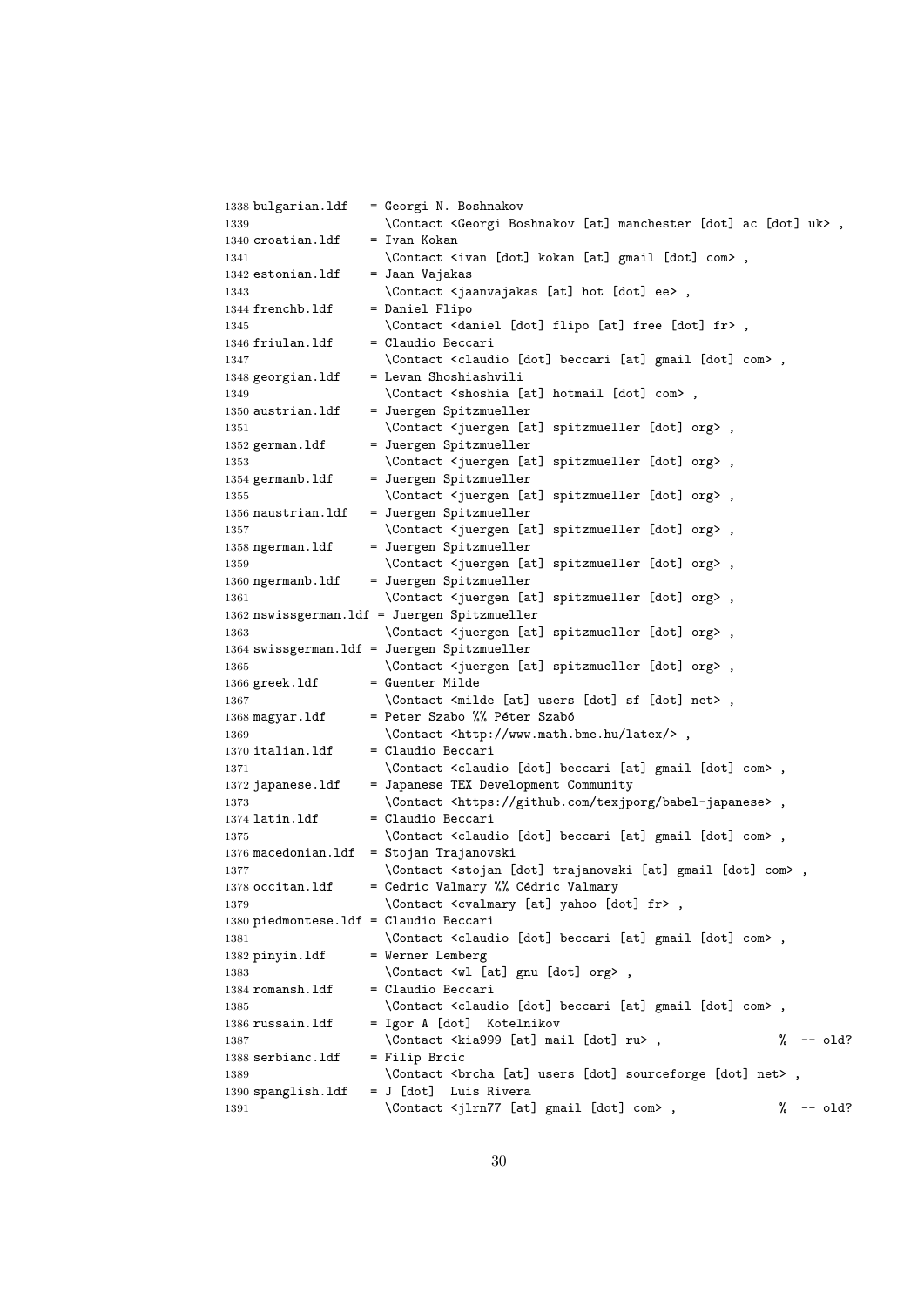```
1338 bulgarian.ldf   = Georgi N. Boshnakov
1339                   \Contact <Georgi Boshnakov [at] manchester [dot] ac [dot] uk> ,
1340 croatian.ldf    = Ivan Kokan
1341                   \Contact <ivan [dot] kokan [at] gmail [dot] com> ,
1342 estonian.ldf    = Jaan Vajakas
1343                   \Contact <jaanvajakas [at] hot [dot] ee> ,
1344 frenchb.ldf     = Daniel Flipo
1345                   \Contact <daniel [dot] flipo [at] free [dot] fr> ,
1346 friulan.ldf     = Claudio Beccari
1347                   \Contact <claudio [dot] beccari [at] gmail [dot] com> ,
1348 georgian.ldf    = Levan Shoshiashvili
1349                   \Contact <shoshia [at] hotmail [dot] com> ,
1350 austrian.ldf    = Juergen Spitzmueller
1351                   \Contact <juergen [at] spitzmueller [dot] org> ,
1352 german.ldf      = Juergen Spitzmueller
1353                   \Contact <juergen [at] spitzmueller [dot] org> ,
1354 germanb.ldf     = Juergen Spitzmueller
1355                   \Contact <juergen [at] spitzmueller [dot] org> ,
1356 naustrian.ldf   = Juergen Spitzmueller
1357                   \Contact <juergen [at] spitzmueller [dot] org> ,
1358 ngerman.ldf     = Juergen Spitzmueller
1359                   \Contact <juergen [at] spitzmueller [dot] org> ,
1360 ngermanb.ldf    = Juergen Spitzmueller
1361                   \Contact <juergen [at] spitzmueller [dot] org> ,
1362 nswissgerman.ldf = Juergen Spitzmueller
1363                   \Contact <juergen [at] spitzmueller [dot] org> ,
1364 swissgerman.ldf = Juergen Spitzmueller
1365                   \Contact <juergen [at] spitzmueller [dot] org> ,
1366 greek.ldf       = Guenter Milde
1367                   \Contact <milde [at] users [dot] sf [dot] net> ,
1368 magyar.ldf      = Peter Szabo %% Péter Szabó
1369                   \Contact <http://www.math.bme.hu/latex/> ,
1370 italian.ldf     = Claudio Beccari
1371                   \Contact <claudio [dot] beccari [at] gmail [dot] com> ,
1372 japanese.ldf    = Japanese TEX Development Community
1373                   \Contact <https://github.com/texjporg/babel-japanese> ,
1374 latin.ldf       = Claudio Beccari
1375                   \Contact <claudio [dot] beccari [at] gmail [dot] com> ,
1376 macedonian.ldf  = Stojan Trajanovski
1377                   \Contact <stojan [dot] trajanovski [at] gmail [dot] com> ,
1378 occitan.ldf     = Cedric Valmary %% Cédric Valmary
1379                   \Contact <cvalmary [at] yahoo [dot] fr> ,
1380 piedmontese.ldf = Claudio Beccari
1381                   \Contact <claudio [dot] beccari [at] gmail [dot] com> ,
1382 pinyin.ldf      = Werner Lemberg
1383                   \Contact <wl [at] gnu [dot] org> ,
1384 romansh.ldf     = Claudio Beccari
1385                   \Contact <claudio [dot] beccari [at] gmail [dot] com> ,
1386 russain.ldf     = Igor A [dot]  Kotelnikov
1387                   \Contact <kia999 [at] mail [dot] ru> ,                % -- old?
1388 serbianc.ldf    = Filip Brcic
1389                   \Contact <brcha [at] users [dot] sourceforge [dot] net> ,
1390 spanglish.ldf   = J [dot]  Luis Rivera
1391                   \Contact <jlrn77 [at] gmail [dot] com> ,             % -- old?
```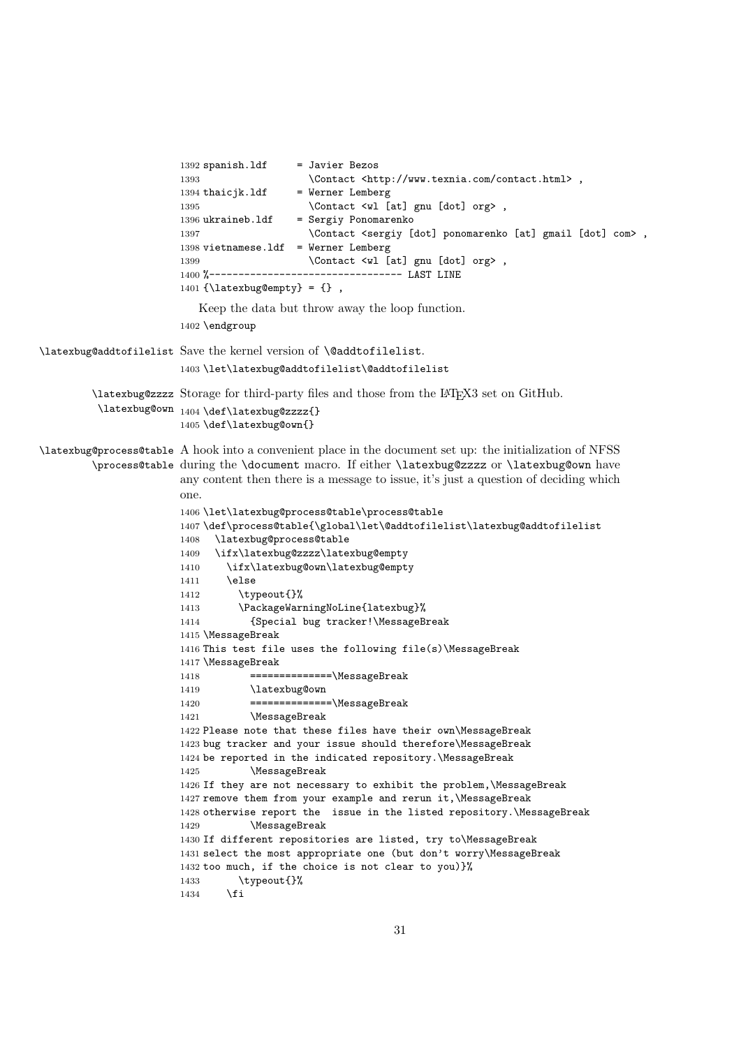```
1392 spanish.ldf     = Javier Bezos
1393                   \Contact <http://www.texnia.com/contact.html> ,
1394 thaicjk.ldf     = Werner Lemberg
1395                   \Contact <wl [at] gnu [dot] org> ,
1396 ukraineb.ldf    = Sergiy Ponomarenko
1397                   \Contact <sergiy [dot] ponomarenko [at] gmail [dot] com> ,
1398 vietnamese.ldf  = Werner Lemberg
1399                   \Contact <wl [at] gnu [dot] org> ,
1400 %-------------------------------- LAST LINE
1401 {\latexbug@empty} = {} ,
```

Keep the data but throw away the loop function.

```
1402 \endgroup
```

`\latexbug@addtofilelist` Save the kernel version of `\@addtofilelist`.

```
1403 \let\latexbug@addtofilelist\@addtofilelist
```

`\latexbug@zzzz` `\latexbug@own` Storage for third-party files and those from the LaTeX3 set on GitHub.

```
1404 \def\latexbug@zzzz{}
1405 \def\latexbug@own{}
```

`\latexbug@process@table` `\process@table` A hook into a convenient place in the document set up: the initialization of NFSS during the `\document` macro. If either `\latexbug@zzzz` or `\latexbug@own` have any content then there is a message to issue, it's just a question of deciding which one.

```
1406 \let\latexbug@process@table\process@table
1407 \def\process@table{\global\let\@addtofilelist\latexbug@addtofilelist
1408   \latexbug@process@table
1409   \ifx\latexbug@zzzz\latexbug@empty
1410     \ifx\latexbug@own\latexbug@empty
1411     \else
1412       \typeout{}%
1413       \PackageWarningNoLine{latexbug}%
1414         {Special bug tracker!\MessageBreak
1415 \MessageBreak
1416 This test file uses the following file(s)\MessageBreak
1417 \MessageBreak
1418         ==============\MessageBreak
1419         \latexbug@own
1420         ==============\MessageBreak
1421         \MessageBreak
1422 Please note that these files have their own\MessageBreak
1423 bug tracker and your issue should therefore\MessageBreak
1424 be reported in the indicated repository.\MessageBreak
1425         \MessageBreak
1426 If they are not necessary to exhibit the problem,\MessageBreak
1427 remove them from your example and rerun it,\MessageBreak
1428 otherwise report the  issue in the listed repository.\MessageBreak
1429         \MessageBreak
1430 If different repositories are listed, try to\MessageBreak
1431 select the most appropriate one (but don't worry\MessageBreak
1432 too much, if the choice is not clear to you)}%
1433       \typeout{}%
1434     \fi
```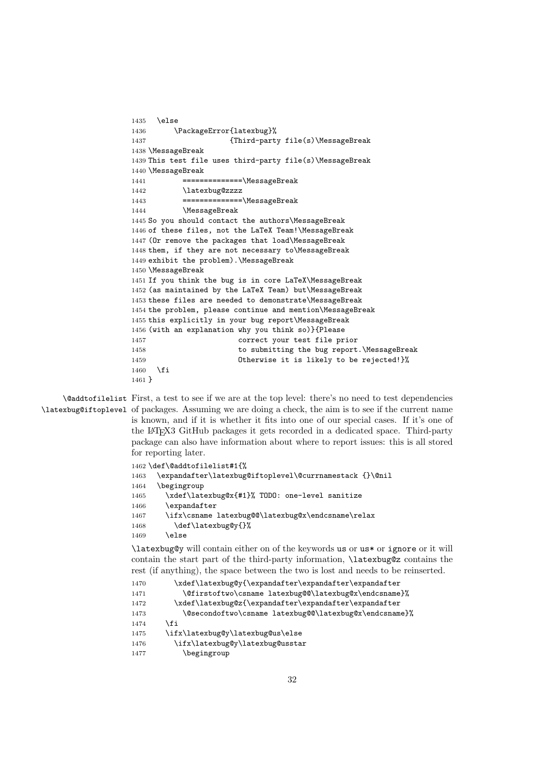```
1435   \else
1436       \PackageError{latexbug}%
1437                   {Third-party file(s)\MessageBreak
1438 \MessageBreak
1439 This test file uses third-party file(s)\MessageBreak
1440 \MessageBreak
1441         ==============\MessageBreak
1442         \latexbug@zzzz
1443         ==============\MessageBreak
1444         \MessageBreak
1445 So you should contact the authors\MessageBreak
1446 of these files, not the LaTeX Team!\MessageBreak
1447 (Or remove the packages that load\MessageBreak
1448 them, if they are not necessary to\MessageBreak
1449 exhibit the problem).\MessageBreak
1450 \MessageBreak
1451 If you think the bug is in core LaTeX\MessageBreak
1452 (as maintained by the LaTeX Team) but\MessageBreak
1453 these files are needed to demonstrate\MessageBreak
1454 the problem, please continue and mention\MessageBreak
1455 this explicitly in your bug report\MessageBreak
1456 (with an explanation why you think so)}{Please
1457                       correct your test file prior
1458                       to submitting the bug report.\MessageBreak
1459                       Otherwise it is likely to be rejected!}%
1460   \fi
1461 }
```

`\@addtofilelist` `\latexbug@iftoplevel` First, a test to see if we are at the top level: there's no need to test dependencies of packages. Assuming we are doing a check, the aim is to see if the current name is known, and if it is whether it fits into one of our special cases. If it's one of the LaTeX3 GitHub packages it gets recorded in a dedicated space. Third-party package can also have information about where to report issues: this is all stored for reporting later.

```
1462 \def\@addtofilelist#1{%
1463   \expandafter\latexbug@iftoplevel\@currnamestack {}\@nil
1464   \begingroup
1465     \xdef\latexbug@x{#1}% TODO: one-level sanitize
1466     \expandafter
1467     \ifx\csname latexbug@@\latexbug@x\endcsname\relax
1468       \def\latexbug@y{}%
1469     \else
```

`\latexbug@y` will contain either on of the keywords `us` or `us*` or `ignore` or it will contain the start part of the third-party information, `\latexbug@z` contains the rest (if anything), the space between the two is lost and needs to be reinserted.

```
1470       \xdef\latexbug@y{\expandafter\expandafter\expandafter
1471         \@firstoftwo\csname latexbug@@\latexbug@x\endcsname}%
1472       \xdef\latexbug@z{\expandafter\expandafter\expandafter
1473         \@secondoftwo\csname latexbug@@\latexbug@x\endcsname}%
1474     \fi
1475     \ifx\latexbug@y\latexbug@us\else
1476       \ifx\latexbug@y\latexbug@usstar
1477         \begingroup
```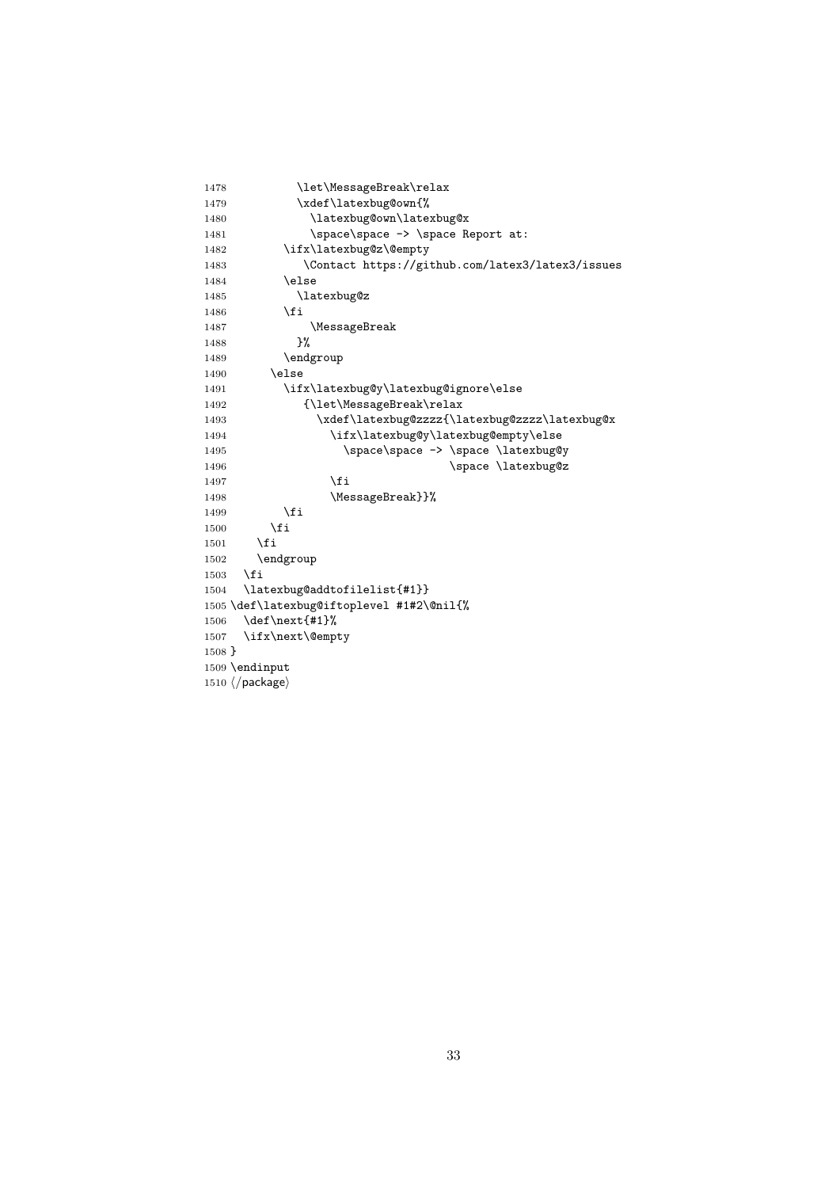```
1478          \let\MessageBreak\relax
1479          \xdef\latexbug@own{%
1480            \latexbug@own\latexbug@x
1481            \space\space -> \space Report at:
1482        \ifx\latexbug@z\@empty
1483            \Contact https://github.com/latex3/latex3/issues
1484        \else
1485          \latexbug@z
1486        \fi
1487            \MessageBreak
1488          }%
1489        \endgroup
1490      \else
1491        \ifx\latexbug@y\latexbug@ignore\else
1492           {\let\MessageBreak\relax
1493             \xdef\latexbug@zzzz{\latexbug@zzzz\latexbug@x
1494               \ifx\latexbug@y\latexbug@empty\else
1495                 \space\space -> \space \latexbug@y
1496                                 \space \latexbug@z
1497               \fi
1498               \MessageBreak}}%
1499        \fi
1500      \fi
1501    \fi
1502    \endgroup
1503  \fi
1504  \latexbug@addtofilelist{#1}}
1505 \def\latexbug@iftoplevel #1#2\@nil{%
1506   \def\next{#1}%
1507   \ifx\next\@empty
1508 }
1509 \endinput
1510 </package>
```